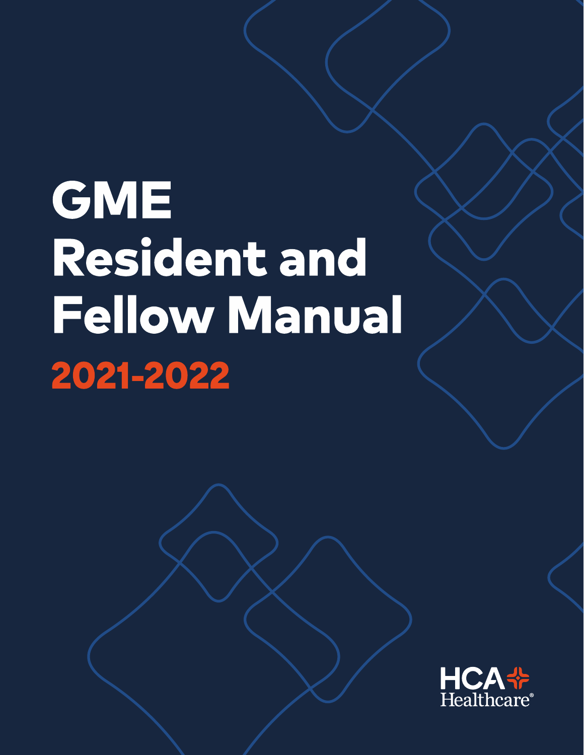# GME Resident and Fellow Manual

## 2021-2022

HCA Healthcare®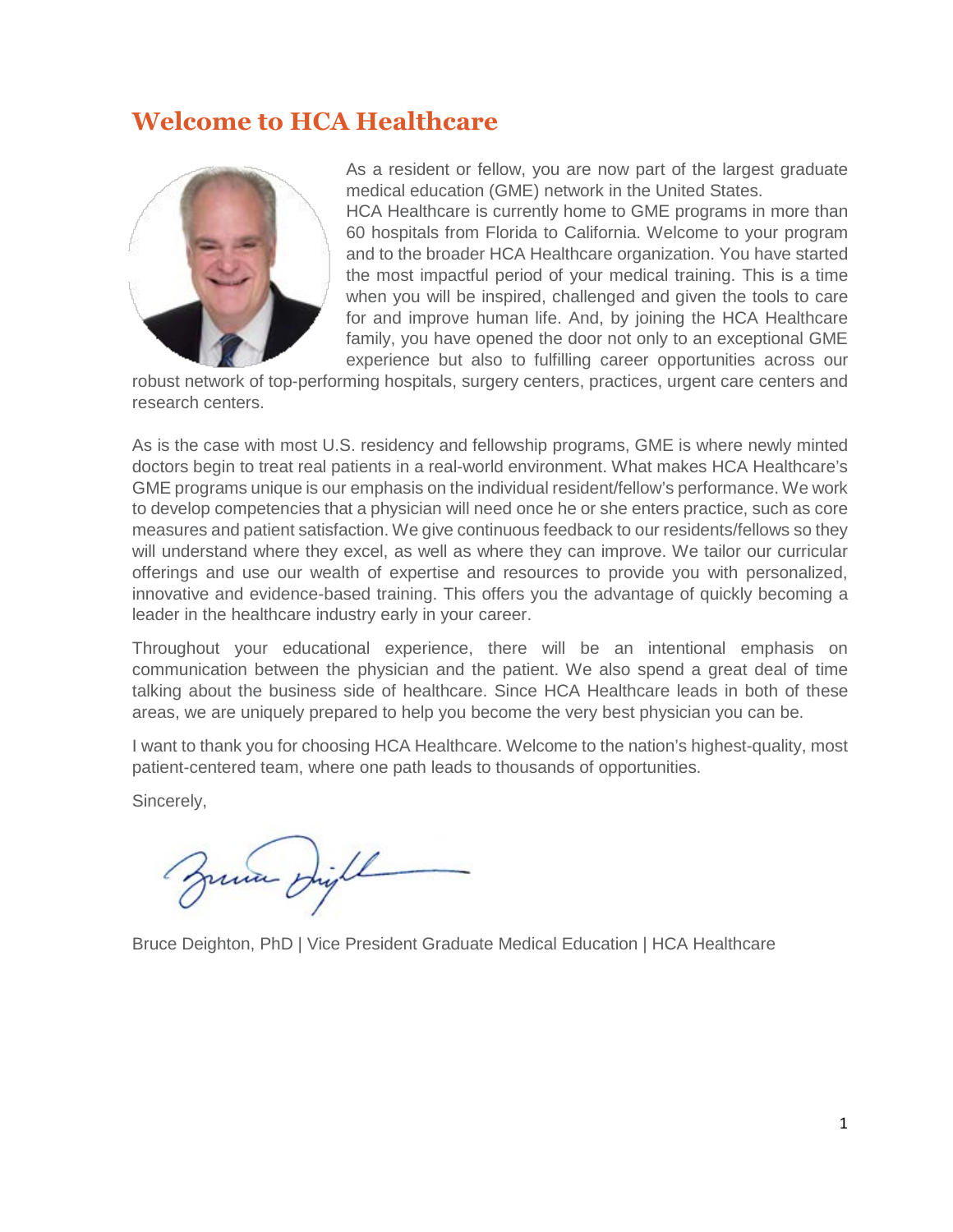# Welcome to HCA Healthcare

As a resident or fellow, you are now part of the largest graduate medical education (GME) network in the United States. HCA Healthcare is currently home to GME programs in more than 60 hospitals from Florida to California. Welcome to your program and to the broader HCA Healthcare organization. You have started the most impactful period of your medical training. This is a time when you will be inspired, challenged and given the tools to care for and improve human life. And, by joining the HCA Healthcare family, you have opened the door not only to an exceptional GME experience but also to fulfilling career opportunities across our robust network of top-performing hospitals, surgery centers, practices, urgent care centers and research centers.

As is the case with most U.S. residency and fellowship programs, GME is where newly minted doctors begin to treat real patients in a real-world environment. What makes HCA Healthcare's GME programs unique is our emphasis on the individual resident/fellow's performance. We work to develop competencies that a physician will need once he or she enters practice, such as core measures and patient satisfaction. We give continuous feedback to our residents/fellows so they will understand where they excel, as well as where they can improve. We tailor our curricular offerings and use our wealth of expertise and resources to provide you with personalized, innovative and evidence-based training. This offers you the advantage of quickly becoming a leader in the healthcare industry early in your career.

Throughout your educational experience, there will be an intentional emphasis on communication between the physician and the patient. We also spend a great deal of time talking about the business side of healthcare. Since HCA Healthcare leads in both of these areas, we are uniquely prepared to help you become the very best physician you can be.

I want to thank you for choosing HCA Healthcare. Welcome to the nation's highest-quality, most patient-centered team, where one path leads to thousands of opportunities.

Sincerely,

Bruce Deighton, PhD | Vice President Graduate Medical Education | HCA Healthcare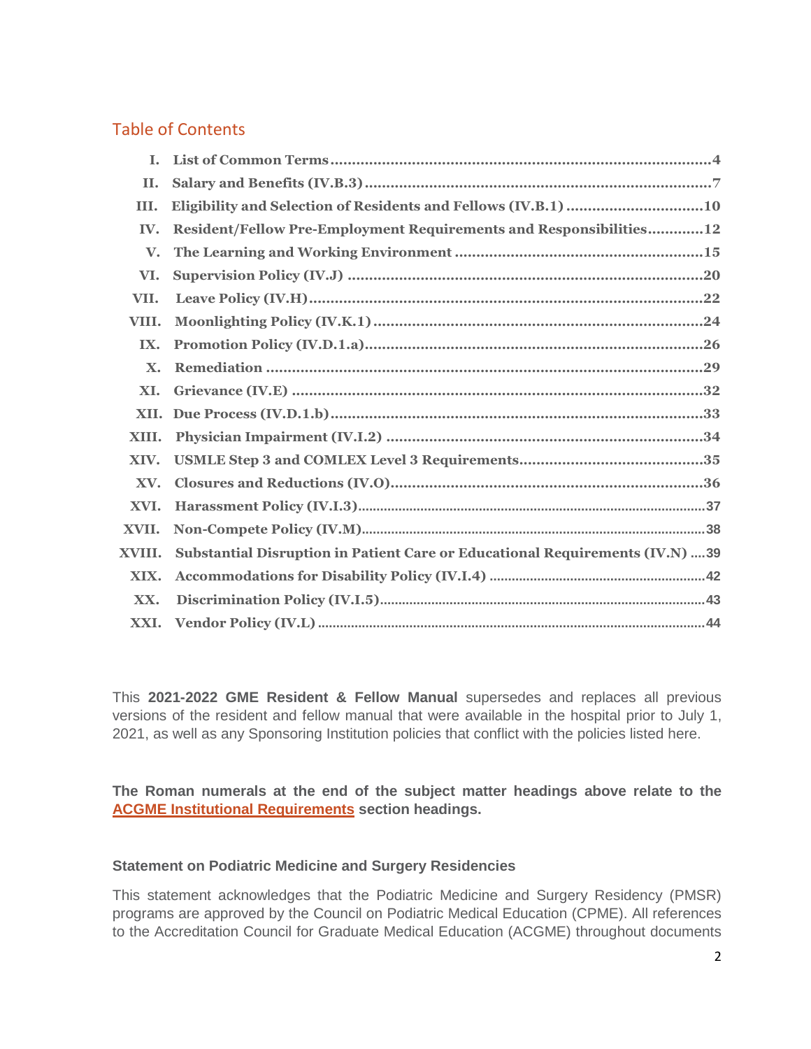## Table of Contents

I. List of Common Terms ........................................................................................4
II. Salary and Benefits (IV.B.3) ...............................................................................7
III. Eligibility and Selection of Residents and Fellows (IV.B.1) ...............................10
IV. Resident/Fellow Pre-Employment Requirements and Responsibilities............12
V. The Learning and Working Environment .........................................................15
VI. Supervision Policy (IV.J) .................................................................................20
VII. Leave Policy (IV.H)..........................................................................................22
VIII. Moonlighting Policy (IV.K.1) ...........................................................................24
IX. Promotion Policy (IV.D.1.a)..............................................................................26
X. Remediation .....................................................................................................29
XI. Grievance (IV.E) ...............................................................................................32
XII. Due Process (IV.D.1.b)......................................................................................33
XIII. Physician Impairment (IV.I.2) .........................................................................34
XIV. USMLE Step 3 and COMLEX Level 3 Requirements.........................................35
XV. Closures and Reductions (IV.O)........................................................................36
XVI. Harassment Policy (IV.I.3)...............................................................................37
XVII. Non-Compete Policy (IV.M).............................................................................38
XVIII. Substantial Disruption in Patient Care or Educational Requirements (IV.N) ....39
XIX. Accommodations for Disability Policy (IV.I.4) .................................................42
XX. Discrimination Policy (IV.I.5)...........................................................................43
XXI. Vendor Policy (IV.L) .........................................................................................44

This **2021-2022 GME Resident & Fellow Manual** supersedes and replaces all previous versions of the resident and fellow manual that were available in the hospital prior to July 1, 2021, as well as any Sponsoring Institution policies that conflict with the policies listed here.

**The Roman numerals at the end of the subject matter headings above relate to the ACGME Institutional Requirements section headings.**

**Statement on Podiatric Medicine and Surgery Residencies**

This statement acknowledges that the Podiatric Medicine and Surgery Residency (PMSR) programs are approved by the Council on Podiatric Medical Education (CPME). All references to the Accreditation Council for Graduate Medical Education (ACGME) throughout documents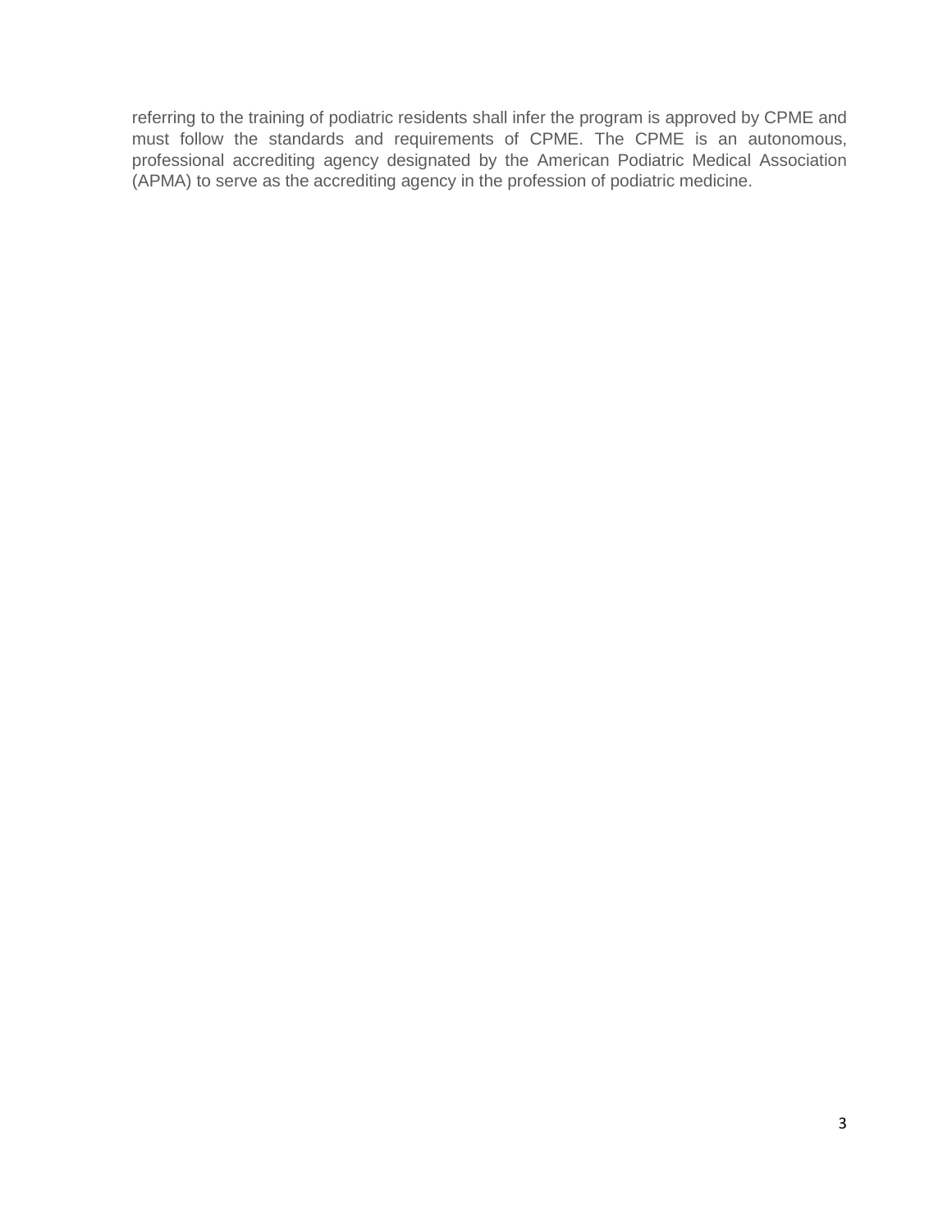referring to the training of podiatric residents shall infer the program is approved by CPME and must follow the standards and requirements of CPME. The CPME is an autonomous, professional accrediting agency designated by the American Podiatric Medical Association (APMA) to serve as the accrediting agency in the profession of podiatric medicine.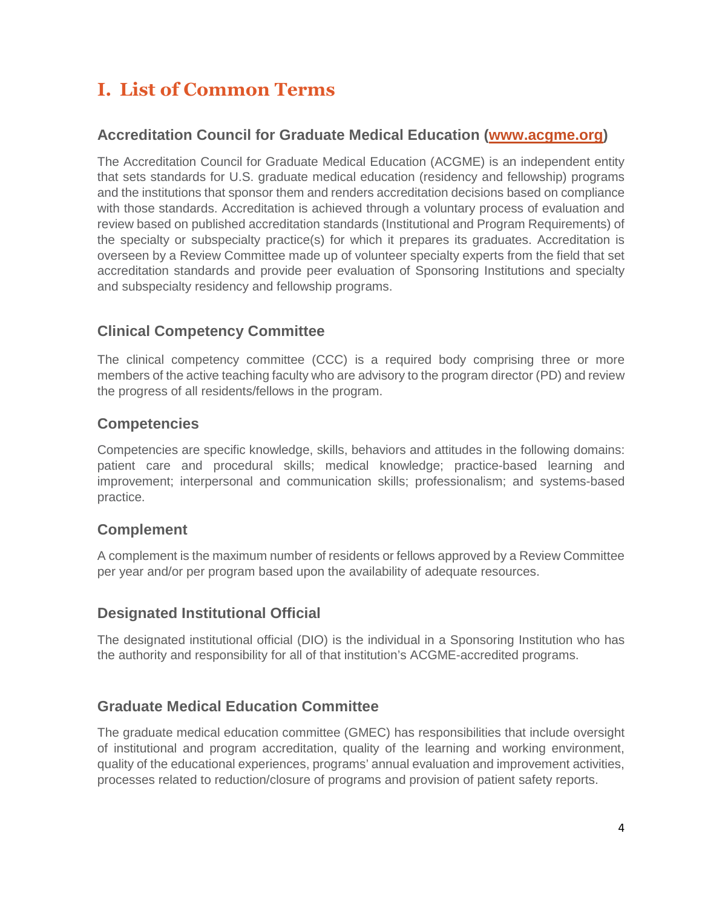# I. List of Common Terms

### Accreditation Council for Graduate Medical Education (www.acgme.org)

The Accreditation Council for Graduate Medical Education (ACGME) is an independent entity that sets standards for U.S. graduate medical education (residency and fellowship) programs and the institutions that sponsor them and renders accreditation decisions based on compliance with those standards. Accreditation is achieved through a voluntary process of evaluation and review based on published accreditation standards (Institutional and Program Requirements) of the specialty or subspecialty practice(s) for which it prepares its graduates. Accreditation is overseen by a Review Committee made up of volunteer specialty experts from the field that set accreditation standards and provide peer evaluation of Sponsoring Institutions and specialty and subspecialty residency and fellowship programs.

### Clinical Competency Committee

The clinical competency committee (CCC) is a required body comprising three or more members of the active teaching faculty who are advisory to the program director (PD) and review the progress of all residents/fellows in the program.

### Competencies

Competencies are specific knowledge, skills, behaviors and attitudes in the following domains: patient care and procedural skills; medical knowledge; practice-based learning and improvement; interpersonal and communication skills; professionalism; and systems-based practice.

### Complement

A complement is the maximum number of residents or fellows approved by a Review Committee per year and/or per program based upon the availability of adequate resources.

### Designated Institutional Official

The designated institutional official (DIO) is the individual in a Sponsoring Institution who has the authority and responsibility for all of that institution's ACGME-accredited programs.

### Graduate Medical Education Committee

The graduate medical education committee (GMEC) has responsibilities that include oversight of institutional and program accreditation, quality of the learning and working environment, quality of the educational experiences, programs' annual evaluation and improvement activities, processes related to reduction/closure of programs and provision of patient safety reports.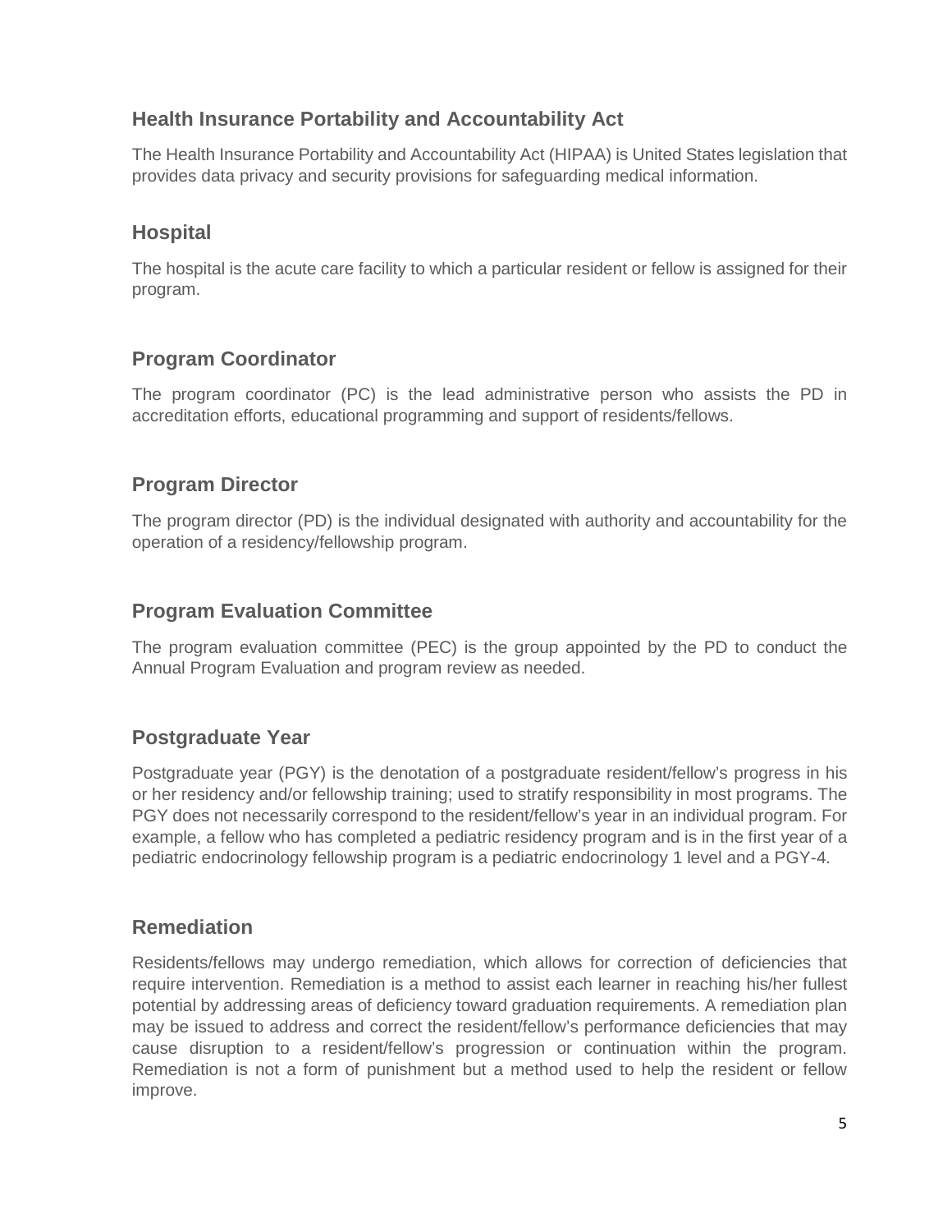## Health Insurance Portability and Accountability Act

The Health Insurance Portability and Accountability Act (HIPAA) is United States legislation that provides data privacy and security provisions for safeguarding medical information.

## Hospital

The hospital is the acute care facility to which a particular resident or fellow is assigned for their program.

## Program Coordinator

The program coordinator (PC) is the lead administrative person who assists the PD in accreditation efforts, educational programming and support of residents/fellows.

## Program Director

The program director (PD) is the individual designated with authority and accountability for the operation of a residency/fellowship program.

## Program Evaluation Committee

The program evaluation committee (PEC) is the group appointed by the PD to conduct the Annual Program Evaluation and program review as needed.

## Postgraduate Year

Postgraduate year (PGY) is the denotation of a postgraduate resident/fellow's progress in his or her residency and/or fellowship training; used to stratify responsibility in most programs. The PGY does not necessarily correspond to the resident/fellow's year in an individual program. For example, a fellow who has completed a pediatric residency program and is in the first year of a pediatric endocrinology fellowship program is a pediatric endocrinology 1 level and a PGY-4.

## Remediation

Residents/fellows may undergo remediation, which allows for correction of deficiencies that require intervention. Remediation is a method to assist each learner in reaching his/her fullest potential by addressing areas of deficiency toward graduation requirements. A remediation plan may be issued to address and correct the resident/fellow's performance deficiencies that may cause disruption to a resident/fellow's progression or continuation within the program. Remediation is not a form of punishment but a method used to help the resident or fellow improve.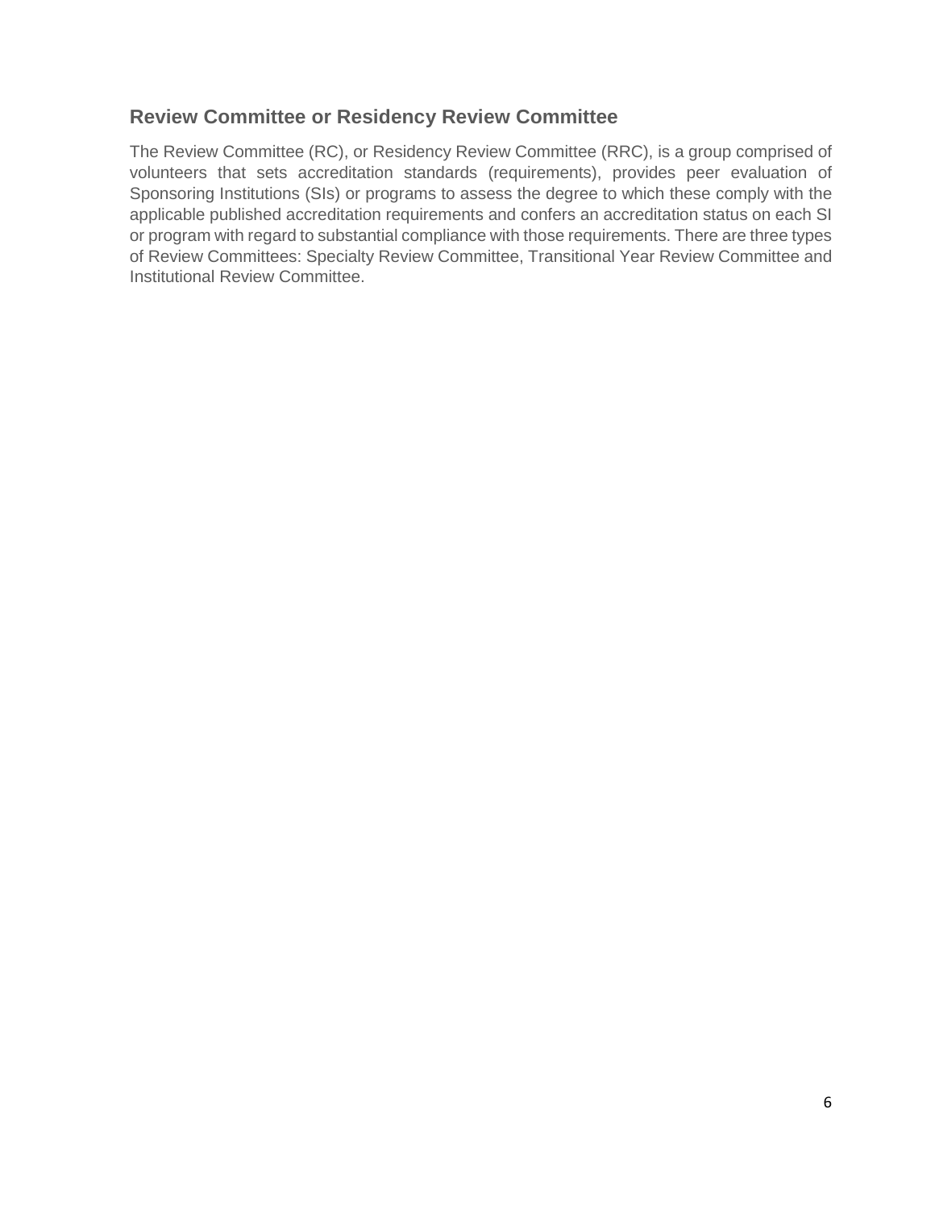## Review Committee or Residency Review Committee

The Review Committee (RC), or Residency Review Committee (RRC), is a group comprised of volunteers that sets accreditation standards (requirements), provides peer evaluation of Sponsoring Institutions (SIs) or programs to assess the degree to which these comply with the applicable published accreditation requirements and confers an accreditation status on each SI or program with regard to substantial compliance with those requirements. There are three types of Review Committees: Specialty Review Committee, Transitional Year Review Committee and Institutional Review Committee.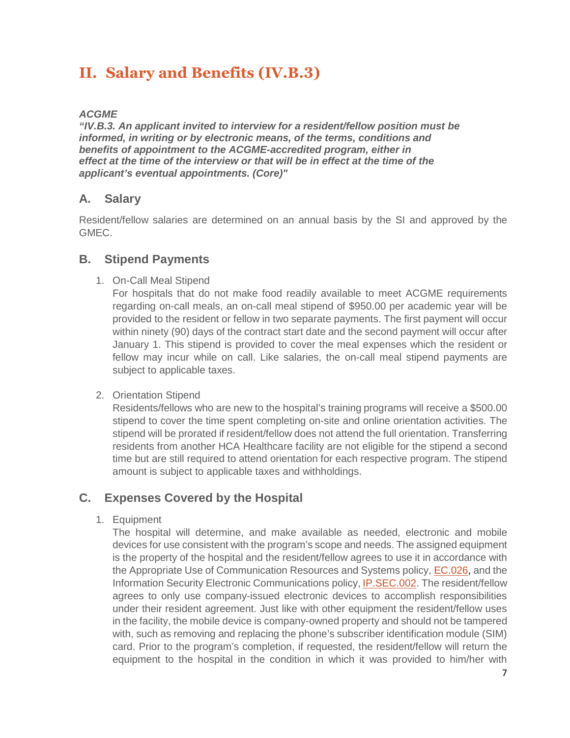# II. Salary and Benefits (IV.B.3)

***ACGME***
***"IV.B.3. An applicant invited to interview for a resident/fellow position must be informed, in writing or by electronic means, of the terms, conditions and benefits of appointment to the ACGME-accredited program, either in effect at the time of the interview or that will be in effect at the time of the applicant's eventual appointments. (Core)"***

## A. Salary

Resident/fellow salaries are determined on an annual basis by the SI and approved by the GMEC.

## B. Stipend Payments

1. On-Call Meal Stipend
   For hospitals that do not make food readily available to meet ACGME requirements regarding on-call meals, an on-call meal stipend of $950.00 per academic year will be provided to the resident or fellow in two separate payments. The first payment will occur within ninety (90) days of the contract start date and the second payment will occur after January 1. This stipend is provided to cover the meal expenses which the resident or fellow may incur while on call. Like salaries, the on-call meal stipend payments are subject to applicable taxes.

2. Orientation Stipend
   Residents/fellows who are new to the hospital's training programs will receive a $500.00 stipend to cover the time spent completing on-site and online orientation activities. The stipend will be prorated if resident/fellow does not attend the full orientation. Transferring residents from another HCA Healthcare facility are not eligible for the stipend a second time but are still required to attend orientation for each respective program. The stipend amount is subject to applicable taxes and withholdings.

## C. Expenses Covered by the Hospital

1. Equipment
   The hospital will determine, and make available as needed, electronic and mobile devices for use consistent with the program's scope and needs. The assigned equipment is the property of the hospital and the resident/fellow agrees to use it in accordance with the Appropriate Use of Communication Resources and Systems policy, EC.026, and the Information Security Electronic Communications policy, IP.SEC.002. The resident/fellow agrees to only use company-issued electronic devices to accomplish responsibilities under their resident agreement. Just like with other equipment the resident/fellow uses in the facility, the mobile device is company-owned property and should not be tampered with, such as removing and replacing the phone's subscriber identification module (SIM) card. Prior to the program's completion, if requested, the resident/fellow will return the equipment to the hospital in the condition in which it was provided to him/her with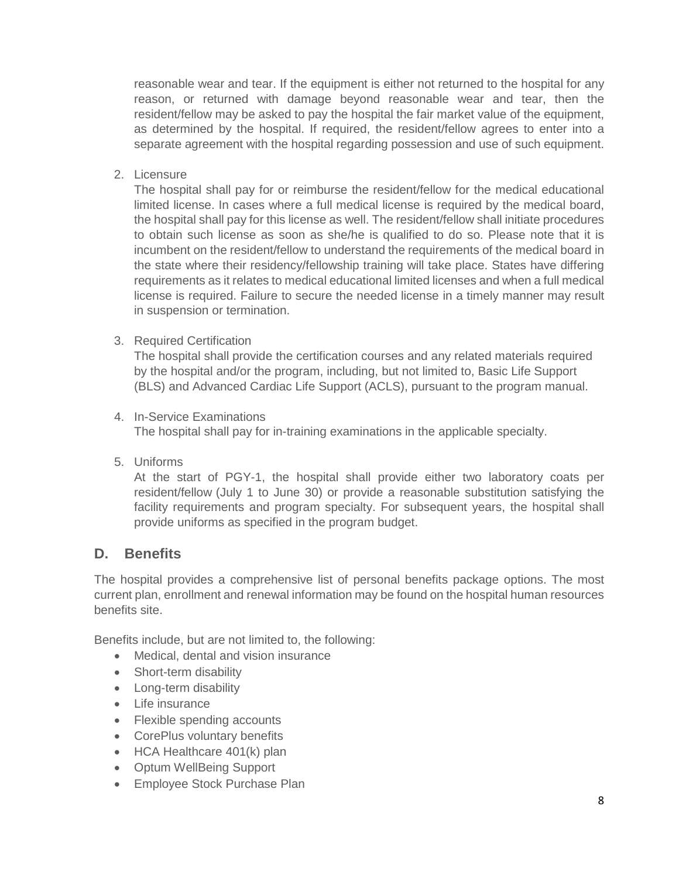reasonable wear and tear. If the equipment is either not returned to the hospital for any reason, or returned with damage beyond reasonable wear and tear, then the resident/fellow may be asked to pay the hospital the fair market value of the equipment, as determined by the hospital. If required, the resident/fellow agrees to enter into a separate agreement with the hospital regarding possession and use of such equipment.

2. Licensure

   The hospital shall pay for or reimburse the resident/fellow for the medical educational limited license. In cases where a full medical license is required by the medical board, the hospital shall pay for this license as well. The resident/fellow shall initiate procedures to obtain such license as soon as she/he is qualified to do so. Please note that it is incumbent on the resident/fellow to understand the requirements of the medical board in the state where their residency/fellowship training will take place. States have differing requirements as it relates to medical educational limited licenses and when a full medical license is required. Failure to secure the needed license in a timely manner may result in suspension or termination.

3. Required Certification

   The hospital shall provide the certification courses and any related materials required by the hospital and/or the program, including, but not limited to, Basic Life Support (BLS) and Advanced Cardiac Life Support (ACLS), pursuant to the program manual.

4. In-Service Examinations

   The hospital shall pay for in-training examinations in the applicable specialty.

5. Uniforms

   At the start of PGY-1, the hospital shall provide either two laboratory coats per resident/fellow (July 1 to June 30) or provide a reasonable substitution satisfying the facility requirements and program specialty. For subsequent years, the hospital shall provide uniforms as specified in the program budget.

## D. Benefits

The hospital provides a comprehensive list of personal benefits package options. The most current plan, enrollment and renewal information may be found on the hospital human resources benefits site.

Benefits include, but are not limited to, the following:

- Medical, dental and vision insurance
- Short-term disability
- Long-term disability
- Life insurance
- Flexible spending accounts
- CorePlus voluntary benefits
- HCA Healthcare 401(k) plan
- Optum WellBeing Support
- Employee Stock Purchase Plan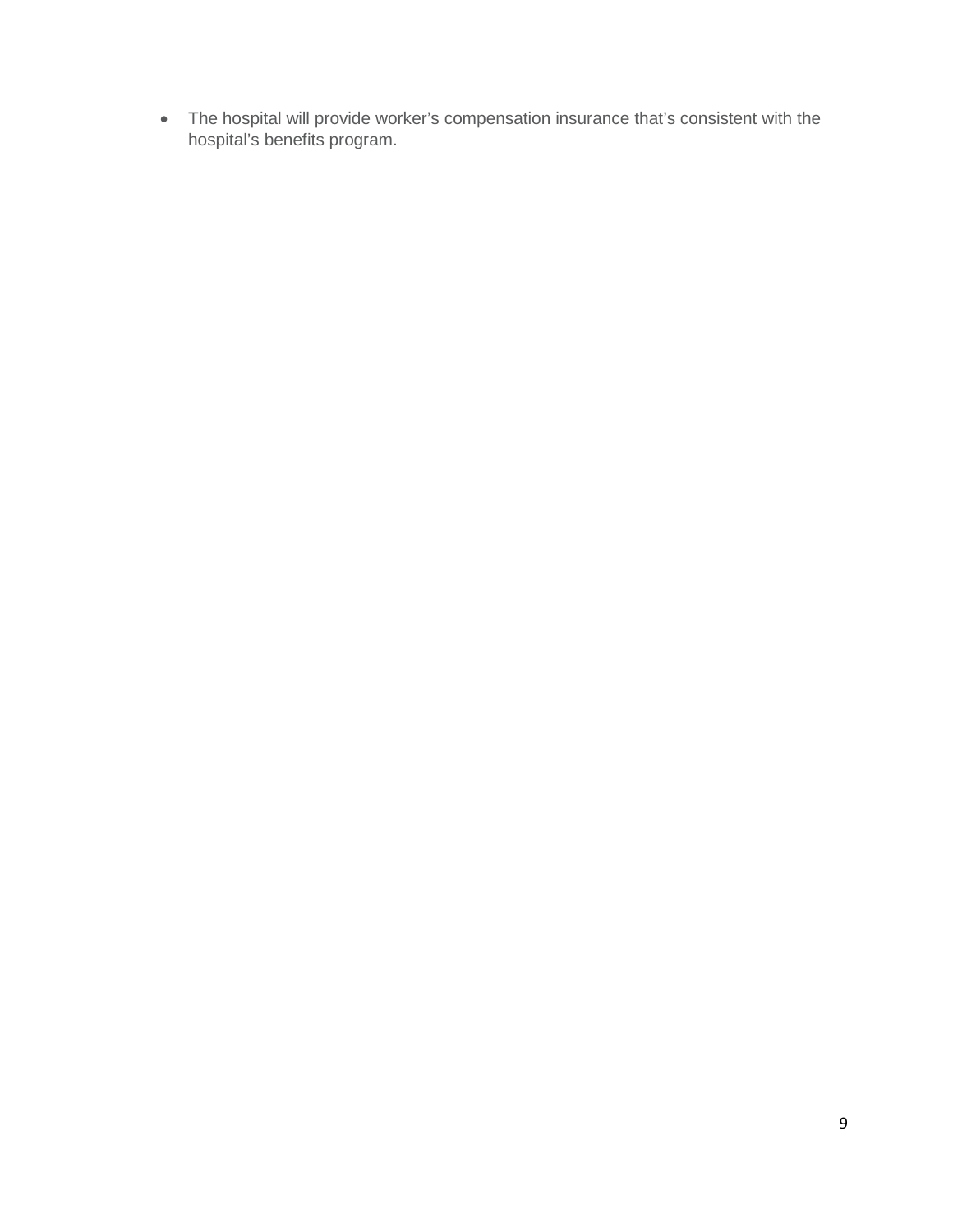- The hospital will provide worker's compensation insurance that's consistent with the hospital's benefits program.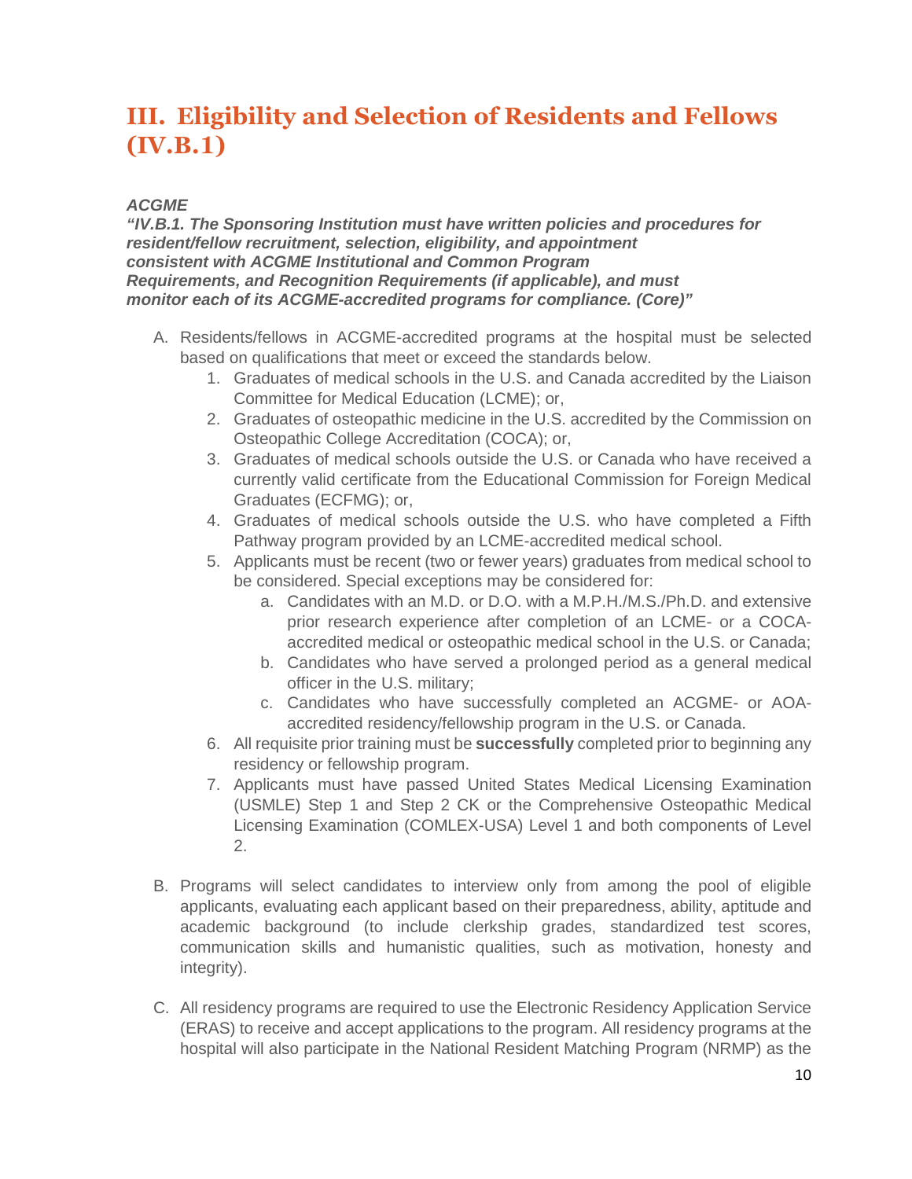## III. Eligibility and Selection of Residents and Fellows (IV.B.1)

***ACGME***
***"IV.B.1. The Sponsoring Institution must have written policies and procedures for resident/fellow recruitment, selection, eligibility, and appointment consistent with ACGME Institutional and Common Program Requirements, and Recognition Requirements (if applicable), and must monitor each of its ACGME-accredited programs for compliance. (Core)"***

A. Residents/fellows in ACGME-accredited programs at the hospital must be selected based on qualifications that meet or exceed the standards below.
   1. Graduates of medical schools in the U.S. and Canada accredited by the Liaison Committee for Medical Education (LCME); or,
   2. Graduates of osteopathic medicine in the U.S. accredited by the Commission on Osteopathic College Accreditation (COCA); or,
   3. Graduates of medical schools outside the U.S. or Canada who have received a currently valid certificate from the Educational Commission for Foreign Medical Graduates (ECFMG); or,
   4. Graduates of medical schools outside the U.S. who have completed a Fifth Pathway program provided by an LCME-accredited medical school.
   5. Applicants must be recent (two or fewer years) graduates from medical school to be considered. Special exceptions may be considered for:
      a. Candidates with an M.D. or D.O. with a M.P.H./M.S./Ph.D. and extensive prior research experience after completion of an LCME- or a COCA-accredited medical or osteopathic medical school in the U.S. or Canada;
      b. Candidates who have served a prolonged period as a general medical officer in the U.S. military;
      c. Candidates who have successfully completed an ACGME- or AOA-accredited residency/fellowship program in the U.S. or Canada.
   6. All requisite prior training must be **successfully** completed prior to beginning any residency or fellowship program.
   7. Applicants must have passed United States Medical Licensing Examination (USMLE) Step 1 and Step 2 CK or the Comprehensive Osteopathic Medical Licensing Examination (COMLEX-USA) Level 1 and both components of Level 2.

B. Programs will select candidates to interview only from among the pool of eligible applicants, evaluating each applicant based on their preparedness, ability, aptitude and academic background (to include clerkship grades, standardized test scores, communication skills and humanistic qualities, such as motivation, honesty and integrity).

C. All residency programs are required to use the Electronic Residency Application Service (ERAS) to receive and accept applications to the program. All residency programs at the hospital will also participate in the National Resident Matching Program (NRMP) as the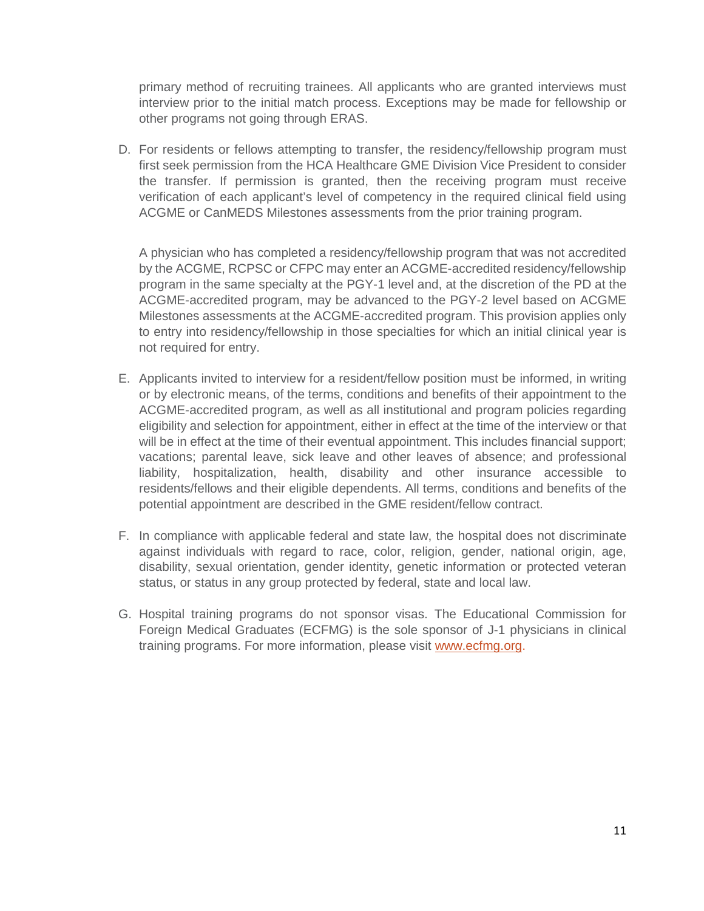primary method of recruiting trainees. All applicants who are granted interviews must interview prior to the initial match process. Exceptions may be made for fellowship or other programs not going through ERAS.

D. For residents or fellows attempting to transfer, the residency/fellowship program must first seek permission from the HCA Healthcare GME Division Vice President to consider the transfer. If permission is granted, then the receiving program must receive verification of each applicant's level of competency in the required clinical field using ACGME or CanMEDS Milestones assessments from the prior training program.

   A physician who has completed a residency/fellowship program that was not accredited by the ACGME, RCPSC or CFPC may enter an ACGME-accredited residency/fellowship program in the same specialty at the PGY-1 level and, at the discretion of the PD at the ACGME-accredited program, may be advanced to the PGY-2 level based on ACGME Milestones assessments at the ACGME-accredited program. This provision applies only to entry into residency/fellowship in those specialties for which an initial clinical year is not required for entry.

E. Applicants invited to interview for a resident/fellow position must be informed, in writing or by electronic means, of the terms, conditions and benefits of their appointment to the ACGME-accredited program, as well as all institutional and program policies regarding eligibility and selection for appointment, either in effect at the time of the interview or that will be in effect at the time of their eventual appointment. This includes financial support; vacations; parental leave, sick leave and other leaves of absence; and professional liability, hospitalization, health, disability and other insurance accessible to residents/fellows and their eligible dependents. All terms, conditions and benefits of the potential appointment are described in the GME resident/fellow contract.

F. In compliance with applicable federal and state law, the hospital does not discriminate against individuals with regard to race, color, religion, gender, national origin, age, disability, sexual orientation, gender identity, genetic information or protected veteran status, or status in any group protected by federal, state and local law.

G. Hospital training programs do not sponsor visas. The Educational Commission for Foreign Medical Graduates (ECFMG) is the sole sponsor of J-1 physicians in clinical training programs. For more information, please visit [www.ecfmg.org](http://www.ecfmg.org).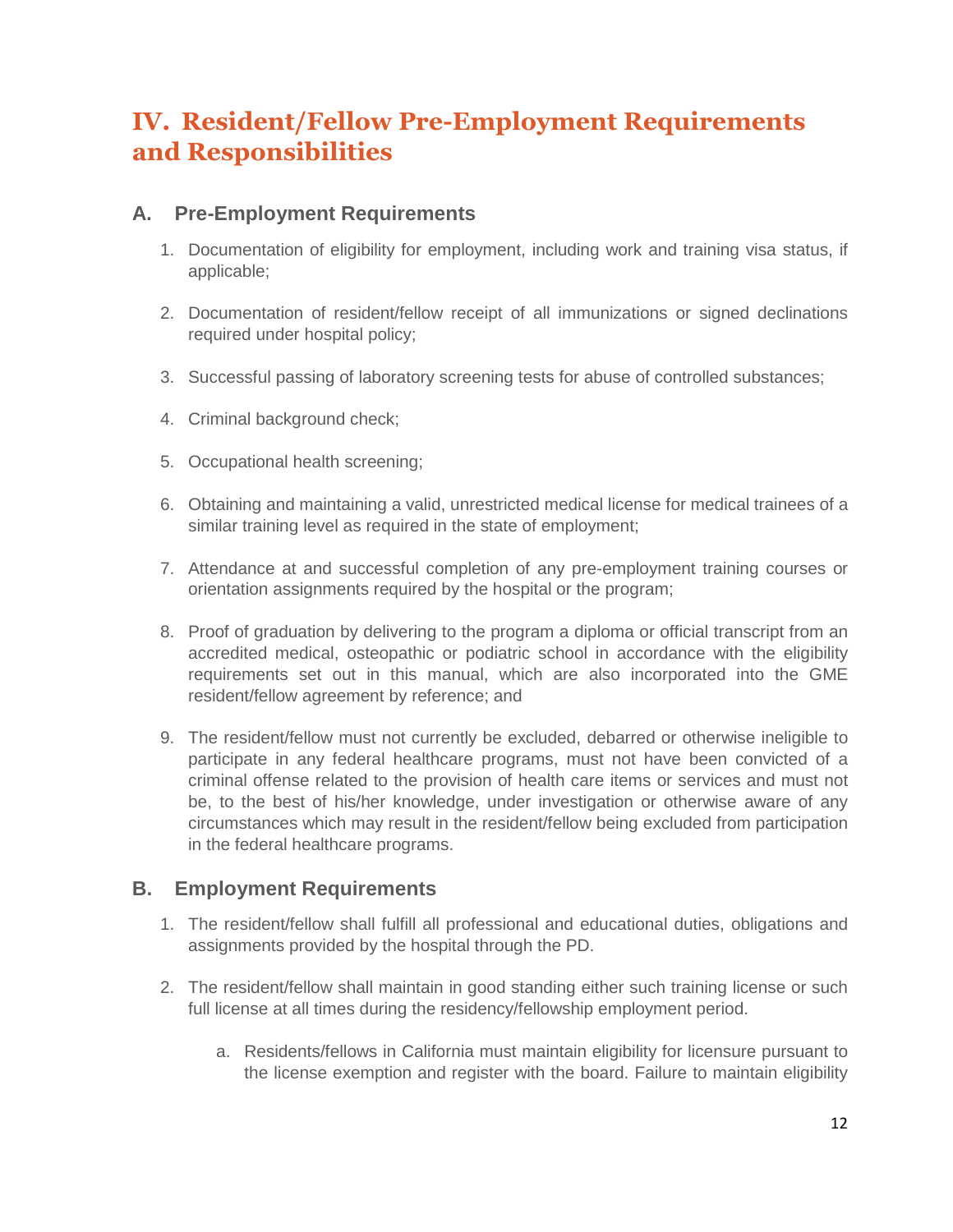# IV. Resident/Fellow Pre-Employment Requirements and Responsibilities

## A. Pre-Employment Requirements

1. Documentation of eligibility for employment, including work and training visa status, if applicable;

2. Documentation of resident/fellow receipt of all immunizations or signed declinations required under hospital policy;

3. Successful passing of laboratory screening tests for abuse of controlled substances;

4. Criminal background check;

5. Occupational health screening;

6. Obtaining and maintaining a valid, unrestricted medical license for medical trainees of a similar training level as required in the state of employment;

7. Attendance at and successful completion of any pre-employment training courses or orientation assignments required by the hospital or the program;

8. Proof of graduation by delivering to the program a diploma or official transcript from an accredited medical, osteopathic or podiatric school in accordance with the eligibility requirements set out in this manual, which are also incorporated into the GME resident/fellow agreement by reference; and

9. The resident/fellow must not currently be excluded, debarred or otherwise ineligible to participate in any federal healthcare programs, must not have been convicted of a criminal offense related to the provision of health care items or services and must not be, to the best of his/her knowledge, under investigation or otherwise aware of any circumstances which may result in the resident/fellow being excluded from participation in the federal healthcare programs.

## B. Employment Requirements

1. The resident/fellow shall fulfill all professional and educational duties, obligations and assignments provided by the hospital through the PD.

2. The resident/fellow shall maintain in good standing either such training license or such full license at all times during the residency/fellowship employment period.

   a. Residents/fellows in California must maintain eligibility for licensure pursuant to the license exemption and register with the board. Failure to maintain eligibility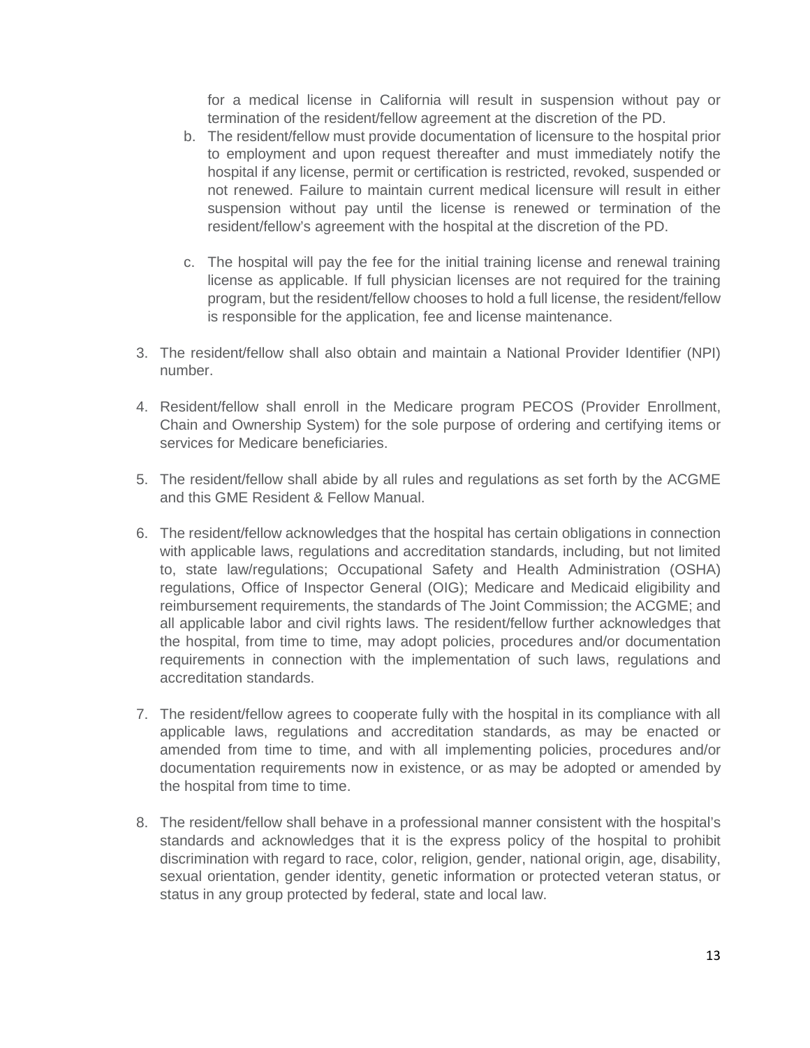for a medical license in California will result in suspension without pay or termination of the resident/fellow agreement at the discretion of the PD.

b. The resident/fellow must provide documentation of licensure to the hospital prior to employment and upon request thereafter and must immediately notify the hospital if any license, permit or certification is restricted, revoked, suspended or not renewed. Failure to maintain current medical licensure will result in either suspension without pay until the license is renewed or termination of the resident/fellow's agreement with the hospital at the discretion of the PD.

c. The hospital will pay the fee for the initial training license and renewal training license as applicable. If full physician licenses are not required for the training program, but the resident/fellow chooses to hold a full license, the resident/fellow is responsible for the application, fee and license maintenance.

3. The resident/fellow shall also obtain and maintain a National Provider Identifier (NPI) number.

4. Resident/fellow shall enroll in the Medicare program PECOS (Provider Enrollment, Chain and Ownership System) for the sole purpose of ordering and certifying items or services for Medicare beneficiaries.

5. The resident/fellow shall abide by all rules and regulations as set forth by the ACGME and this GME Resident & Fellow Manual.

6. The resident/fellow acknowledges that the hospital has certain obligations in connection with applicable laws, regulations and accreditation standards, including, but not limited to, state law/regulations; Occupational Safety and Health Administration (OSHA) regulations, Office of Inspector General (OIG); Medicare and Medicaid eligibility and reimbursement requirements, the standards of The Joint Commission; the ACGME; and all applicable labor and civil rights laws. The resident/fellow further acknowledges that the hospital, from time to time, may adopt policies, procedures and/or documentation requirements in connection with the implementation of such laws, regulations and accreditation standards.

7. The resident/fellow agrees to cooperate fully with the hospital in its compliance with all applicable laws, regulations and accreditation standards, as may be enacted or amended from time to time, and with all implementing policies, procedures and/or documentation requirements now in existence, or as may be adopted or amended by the hospital from time to time.

8. The resident/fellow shall behave in a professional manner consistent with the hospital's standards and acknowledges that it is the express policy of the hospital to prohibit discrimination with regard to race, color, religion, gender, national origin, age, disability, sexual orientation, gender identity, genetic information or protected veteran status, or status in any group protected by federal, state and local law.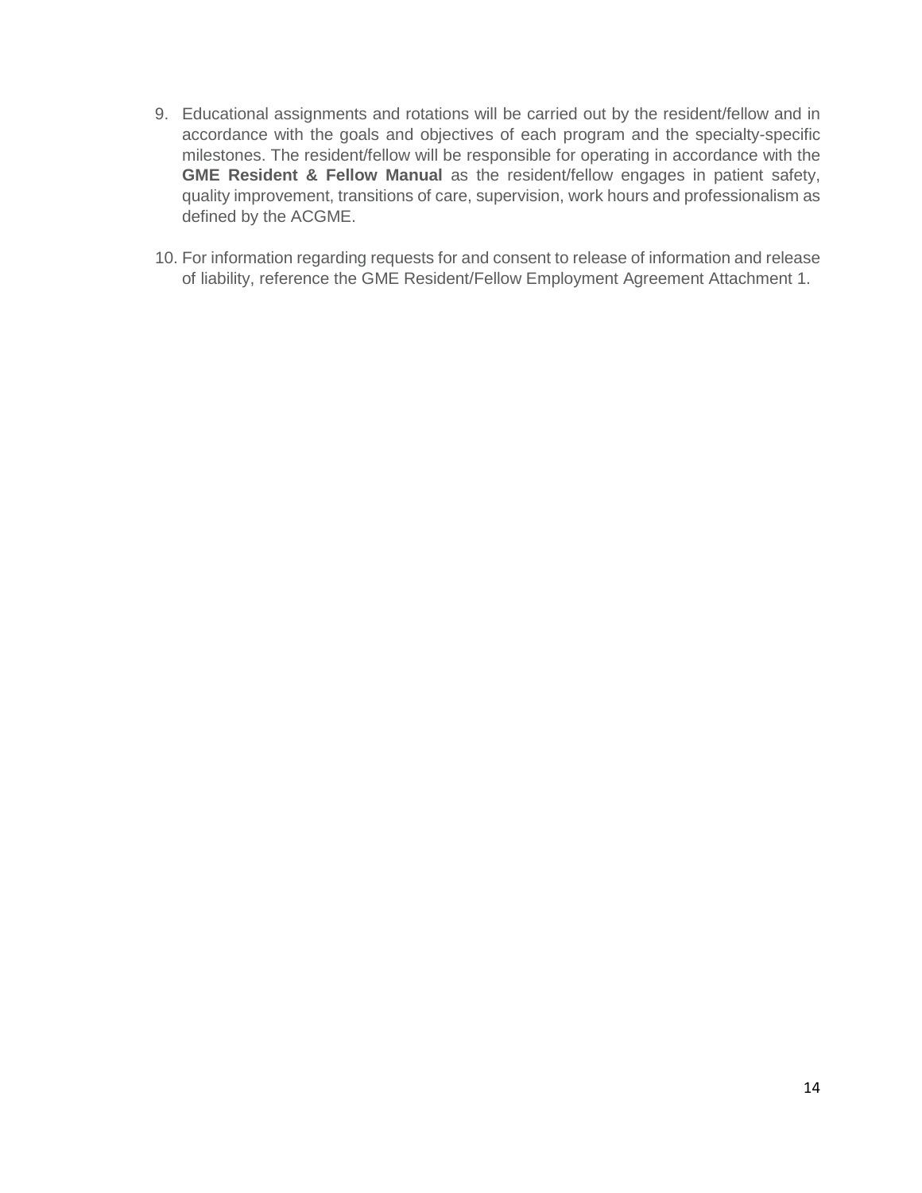9. Educational assignments and rotations will be carried out by the resident/fellow and in accordance with the goals and objectives of each program and the specialty-specific milestones. The resident/fellow will be responsible for operating in accordance with the **GME Resident & Fellow Manual** as the resident/fellow engages in patient safety, quality improvement, transitions of care, supervision, work hours and professionalism as defined by the ACGME.

10. For information regarding requests for and consent to release of information and release of liability, reference the GME Resident/Fellow Employment Agreement Attachment 1.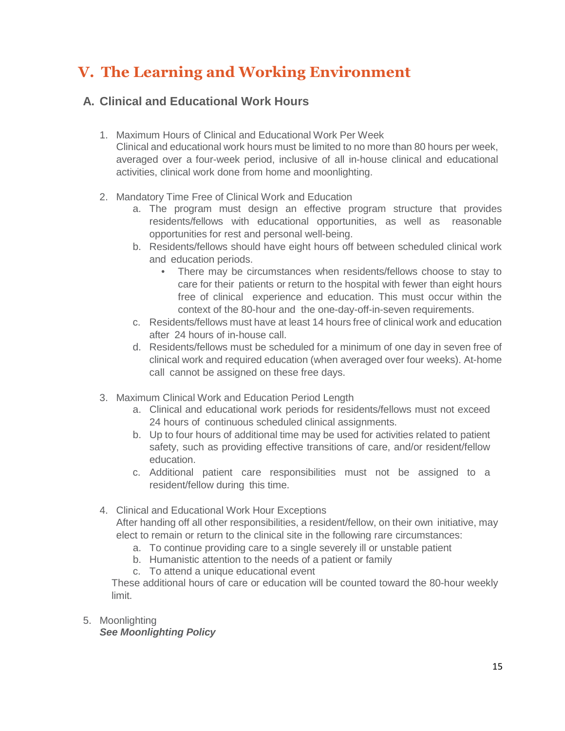# V. The Learning and Working Environment

## A. Clinical and Educational Work Hours

1. Maximum Hours of Clinical and Educational Work Per Week
   Clinical and educational work hours must be limited to no more than 80 hours per week, averaged over a four-week period, inclusive of all in-house clinical and educational activities, clinical work done from home and moonlighting.

2. Mandatory Time Free of Clinical Work and Education
   a. The program must design an effective program structure that provides residents/fellows with educational opportunities, as well as reasonable opportunities for rest and personal well-being.
   b. Residents/fellows should have eight hours off between scheduled clinical work and education periods.
      - There may be circumstances when residents/fellows choose to stay to care for their patients or return to the hospital with fewer than eight hours free of clinical experience and education. This must occur within the context of the 80-hour and the one-day-off-in-seven requirements.
   c. Residents/fellows must have at least 14 hours free of clinical work and education after 24 hours of in-house call.
   d. Residents/fellows must be scheduled for a minimum of one day in seven free of clinical work and required education (when averaged over four weeks). At-home call cannot be assigned on these free days.

3. Maximum Clinical Work and Education Period Length
   a. Clinical and educational work periods for residents/fellows must not exceed 24 hours of continuous scheduled clinical assignments.
   b. Up to four hours of additional time may be used for activities related to patient safety, such as providing effective transitions of care, and/or resident/fellow education.
   c. Additional patient care responsibilities must not be assigned to a resident/fellow during this time.

4. Clinical and Educational Work Hour Exceptions
   After handing off all other responsibilities, a resident/fellow, on their own initiative, may elect to remain or return to the clinical site in the following rare circumstances:
   a. To continue providing care to a single severely ill or unstable patient
   b. Humanistic attention to the needs of a patient or family
   c. To attend a unique educational event

   These additional hours of care or education will be counted toward the 80-hour weekly limit.

5. Moonlighting
   ***See Moonlighting Policy***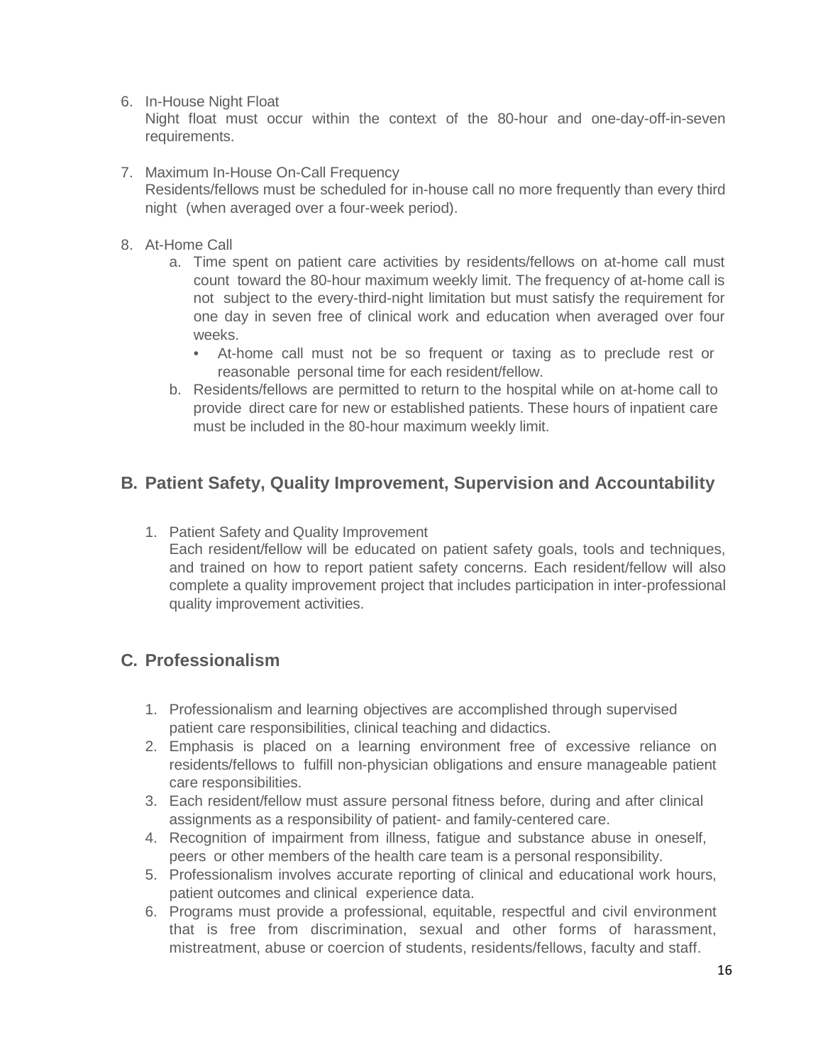6. In-House Night Float
   Night float must occur within the context of the 80-hour and one-day-off-in-seven requirements.

7. Maximum In-House On-Call Frequency
   Residents/fellows must be scheduled for in-house call no more frequently than every third night (when averaged over a four-week period).

8. At-Home Call
   a. Time spent on patient care activities by residents/fellows on at-home call must count toward the 80-hour maximum weekly limit. The frequency of at-home call is not subject to the every-third-night limitation but must satisfy the requirement for one day in seven free of clinical work and education when averaged over four weeks.
      - At-home call must not be so frequent or taxing as to preclude rest or reasonable personal time for each resident/fellow.
   b. Residents/fellows are permitted to return to the hospital while on at-home call to provide direct care for new or established patients. These hours of inpatient care must be included in the 80-hour maximum weekly limit.

## B. Patient Safety, Quality Improvement, Supervision and Accountability

1. Patient Safety and Quality Improvement
   Each resident/fellow will be educated on patient safety goals, tools and techniques, and trained on how to report patient safety concerns. Each resident/fellow will also complete a quality improvement project that includes participation in inter-professional quality improvement activities.

## C. Professionalism

1. Professionalism and learning objectives are accomplished through supervised patient care responsibilities, clinical teaching and didactics.
2. Emphasis is placed on a learning environment free of excessive reliance on residents/fellows to fulfill non-physician obligations and ensure manageable patient care responsibilities.
3. Each resident/fellow must assure personal fitness before, during and after clinical assignments as a responsibility of patient- and family-centered care.
4. Recognition of impairment from illness, fatigue and substance abuse in oneself, peers or other members of the health care team is a personal responsibility.
5. Professionalism involves accurate reporting of clinical and educational work hours, patient outcomes and clinical experience data.
6. Programs must provide a professional, equitable, respectful and civil environment that is free from discrimination, sexual and other forms of harassment, mistreatment, abuse or coercion of students, residents/fellows, faculty and staff.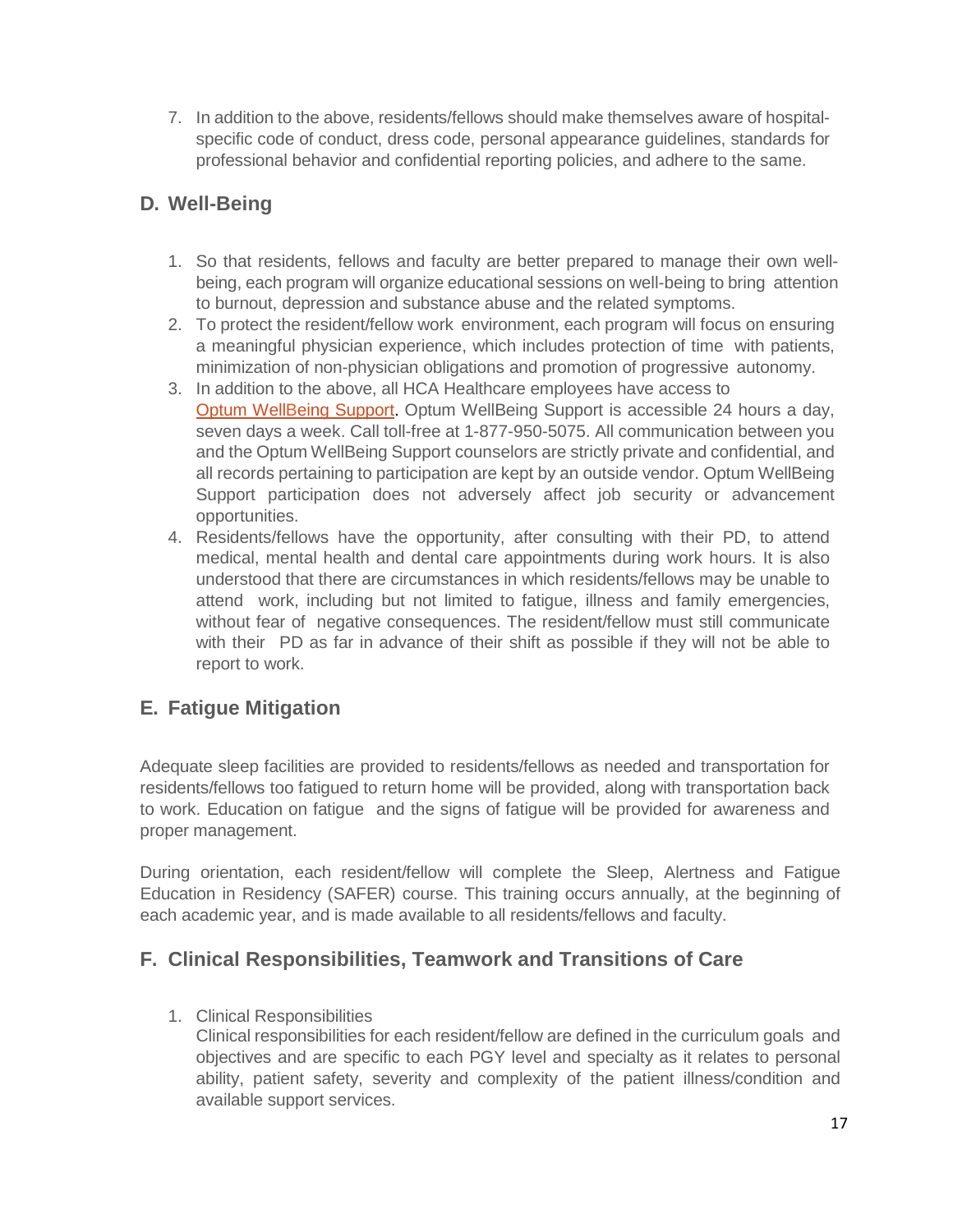7. In addition to the above, residents/fellows should make themselves aware of hospital-specific code of conduct, dress code, personal appearance guidelines, standards for professional behavior and confidential reporting policies, and adhere to the same.

## D. Well-Being

1. So that residents, fellows and faculty are better prepared to manage their own well-being, each program will organize educational sessions on well-being to bring attention to burnout, depression and substance abuse and the related symptoms.
2. To protect the resident/fellow work environment, each program will focus on ensuring a meaningful physician experience, which includes protection of time with patients, minimization of non-physician obligations and promotion of progressive autonomy.
3. In addition to the above, all HCA Healthcare employees have access to Optum WellBeing Support. Optum WellBeing Support is accessible 24 hours a day, seven days a week. Call toll-free at 1-877-950-5075. All communication between you and the Optum WellBeing Support counselors are strictly private and confidential, and all records pertaining to participation are kept by an outside vendor. Optum WellBeing Support participation does not adversely affect job security or advancement opportunities.
4. Residents/fellows have the opportunity, after consulting with their PD, to attend medical, mental health and dental care appointments during work hours. It is also understood that there are circumstances in which residents/fellows may be unable to attend work, including but not limited to fatigue, illness and family emergencies, without fear of negative consequences. The resident/fellow must still communicate with their PD as far in advance of their shift as possible if they will not be able to report to work.

## E. Fatigue Mitigation

Adequate sleep facilities are provided to residents/fellows as needed and transportation for residents/fellows too fatigued to return home will be provided, along with transportation back to work. Education on fatigue and the signs of fatigue will be provided for awareness and proper management.

During orientation, each resident/fellow will complete the Sleep, Alertness and Fatigue Education in Residency (SAFER) course. This training occurs annually, at the beginning of each academic year, and is made available to all residents/fellows and faculty.

## F. Clinical Responsibilities, Teamwork and Transitions of Care

1. Clinical Responsibilities
   Clinical responsibilities for each resident/fellow are defined in the curriculum goals and objectives and are specific to each PGY level and specialty as it relates to personal ability, patient safety, severity and complexity of the patient illness/condition and available support services.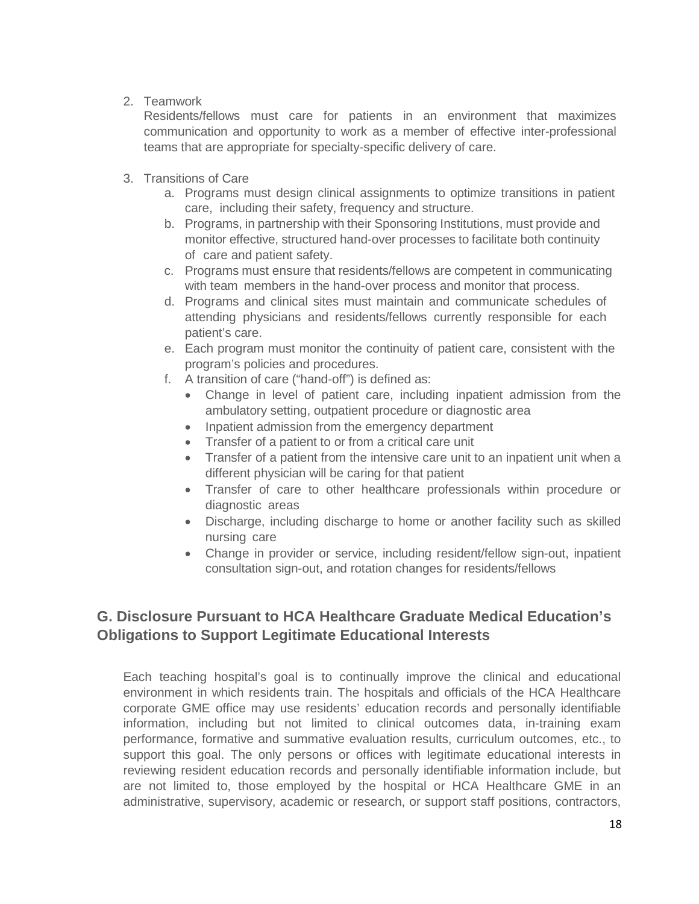2. Teamwork

   Residents/fellows must care for patients in an environment that maximizes communication and opportunity to work as a member of effective inter-professional teams that are appropriate for specialty-specific delivery of care.

3. Transitions of Care
   a. Programs must design clinical assignments to optimize transitions in patient care, including their safety, frequency and structure.
   b. Programs, in partnership with their Sponsoring Institutions, must provide and monitor effective, structured hand-over processes to facilitate both continuity of care and patient safety.
   c. Programs must ensure that residents/fellows are competent in communicating with team members in the hand-over process and monitor that process.
   d. Programs and clinical sites must maintain and communicate schedules of attending physicians and residents/fellows currently responsible for each patient's care.
   e. Each program must monitor the continuity of patient care, consistent with the program's policies and procedures.
   f. A transition of care ("hand-off") is defined as:
      - Change in level of patient care, including inpatient admission from the ambulatory setting, outpatient procedure or diagnostic area
      - Inpatient admission from the emergency department
      - Transfer of a patient to or from a critical care unit
      - Transfer of a patient from the intensive care unit to an inpatient unit when a different physician will be caring for that patient
      - Transfer of care to other healthcare professionals within procedure or diagnostic areas
      - Discharge, including discharge to home or another facility such as skilled nursing care
      - Change in provider or service, including resident/fellow sign-out, inpatient consultation sign-out, and rotation changes for residents/fellows

## G. Disclosure Pursuant to HCA Healthcare Graduate Medical Education's Obligations to Support Legitimate Educational Interests

Each teaching hospital's goal is to continually improve the clinical and educational environment in which residents train. The hospitals and officials of the HCA Healthcare corporate GME office may use residents' education records and personally identifiable information, including but not limited to clinical outcomes data, in-training exam performance, formative and summative evaluation results, curriculum outcomes, etc., to support this goal. The only persons or offices with legitimate educational interests in reviewing resident education records and personally identifiable information include, but are not limited to, those employed by the hospital or HCA Healthcare GME in an administrative, supervisory, academic or research, or support staff positions, contractors,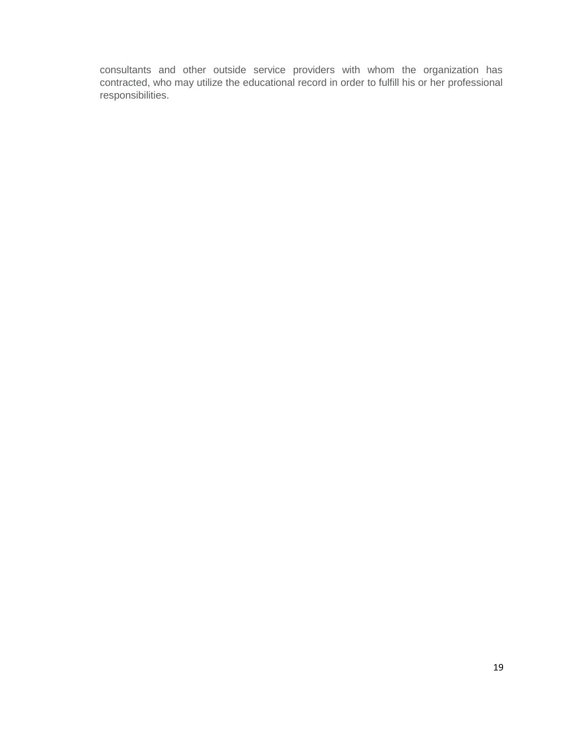consultants and other outside service providers with whom the organization has contracted, who may utilize the educational record in order to fulfill his or her professional responsibilities.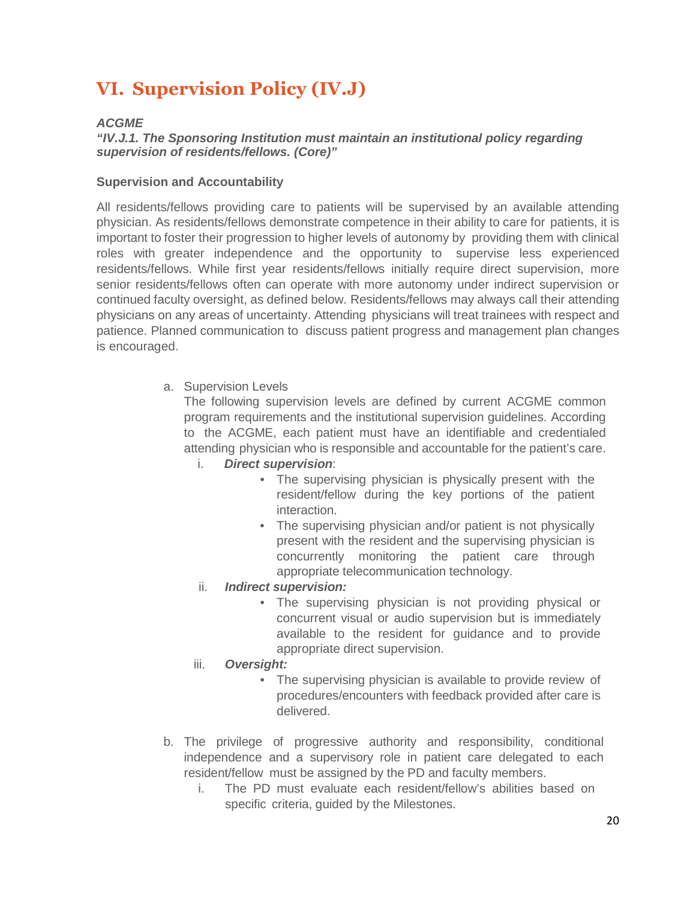# VI. Supervision Policy (IV.J)

***ACGME***

***"IV.J.1. The Sponsoring Institution must maintain an institutional policy regarding supervision of residents/fellows. (Core)"***

**Supervision and Accountability**

All residents/fellows providing care to patients will be supervised by an available attending physician. As residents/fellows demonstrate competence in their ability to care for patients, it is important to foster their progression to higher levels of autonomy by providing them with clinical roles with greater independence and the opportunity to supervise less experienced residents/fellows. While first year residents/fellows initially require direct supervision, more senior residents/fellows often can operate with more autonomy under indirect supervision or continued faculty oversight, as defined below. Residents/fellows may always call their attending physicians on any areas of uncertainty. Attending physicians will treat trainees with respect and patience. Planned communication to discuss patient progress and management plan changes is encouraged.

a. Supervision Levels
   The following supervision levels are defined by current ACGME common program requirements and the institutional supervision guidelines. According to the ACGME, each patient must have an identifiable and credentialed attending physician who is responsible and accountable for the patient's care.
   i. ***Direct supervision***:
      - The supervising physician is physically present with the resident/fellow during the key portions of the patient interaction.
      - The supervising physician and/or patient is not physically present with the resident and the supervising physician is concurrently monitoring the patient care through appropriate telecommunication technology.
   ii. ***Indirect supervision:***
      - The supervising physician is not providing physical or concurrent visual or audio supervision but is immediately available to the resident for guidance and to provide appropriate direct supervision.
   iii. ***Oversight:***
      - The supervising physician is available to provide review of procedures/encounters with feedback provided after care is delivered.

b. The privilege of progressive authority and responsibility, conditional independence and a supervisory role in patient care delegated to each resident/fellow must be assigned by the PD and faculty members.
   i. The PD must evaluate each resident/fellow's abilities based on specific criteria, guided by the Milestones.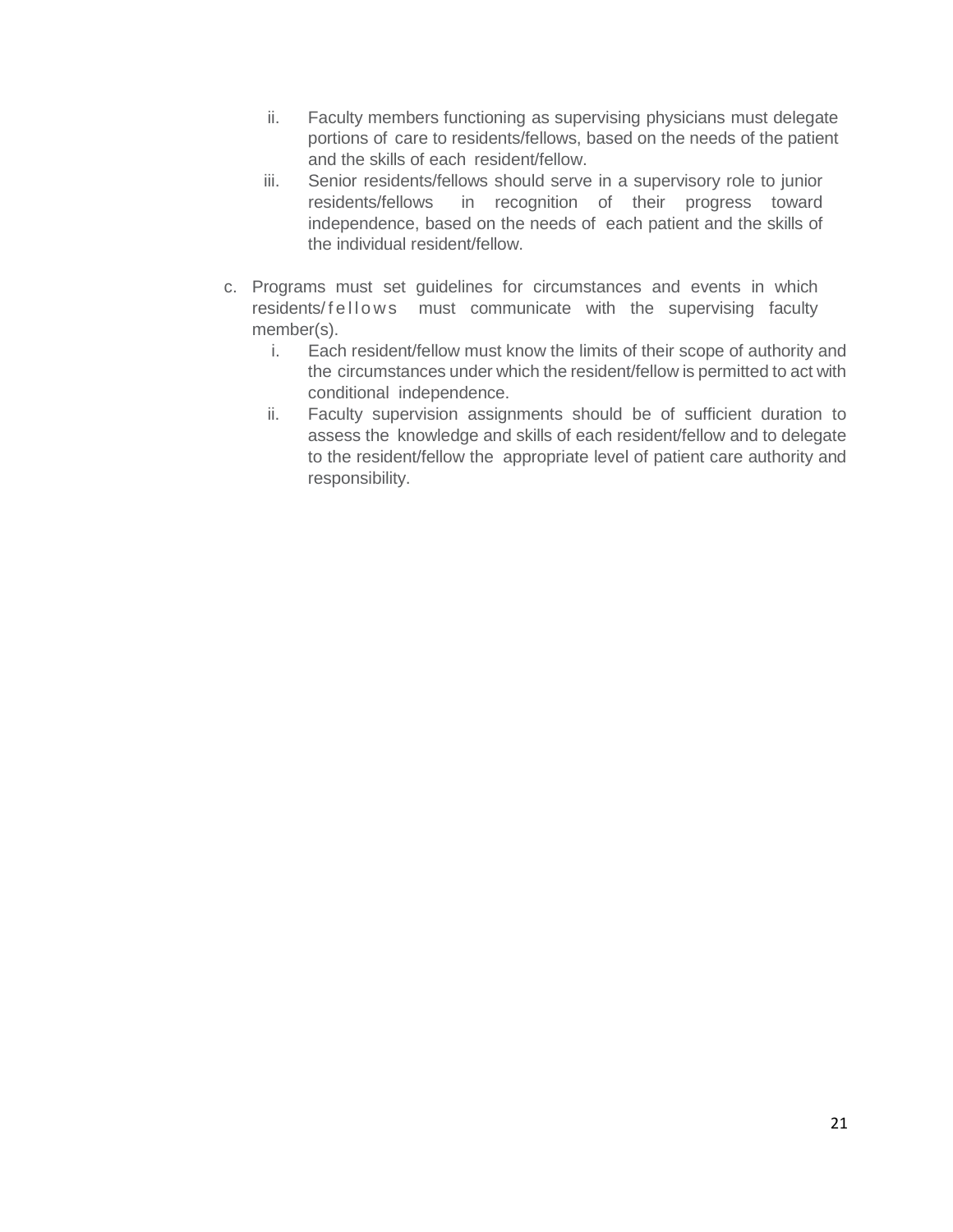ii. Faculty members functioning as supervising physicians must delegate portions of care to residents/fellows, based on the needs of the patient and the skills of each resident/fellow.
   iii. Senior residents/fellows should serve in a supervisory role to junior residents/fellows in recognition of their progress toward independence, based on the needs of each patient and the skills of the individual resident/fellow.

c. Programs must set guidelines for circumstances and events in which residents/fellows must communicate with the supervising faculty member(s).
   i. Each resident/fellow must know the limits of their scope of authority and the circumstances under which the resident/fellow is permitted to act with conditional independence.
   ii. Faculty supervision assignments should be of sufficient duration to assess the knowledge and skills of each resident/fellow and to delegate to the resident/fellow the appropriate level of patient care authority and responsibility.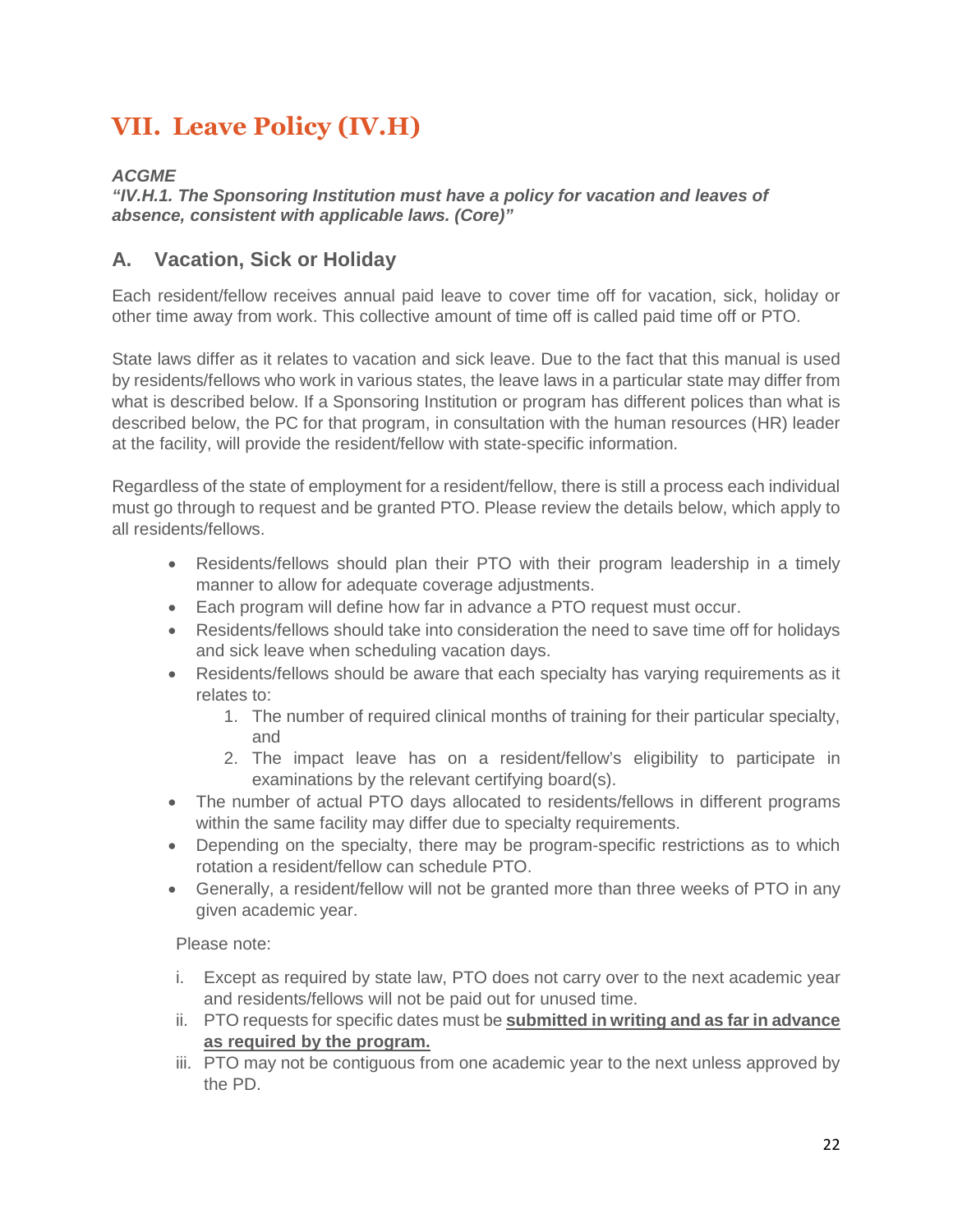# VII. Leave Policy (IV.H)

***ACGME***

***"IV.H.1. The Sponsoring Institution must have a policy for vacation and leaves of absence, consistent with applicable laws. (Core)"***

## A. Vacation, Sick or Holiday

Each resident/fellow receives annual paid leave to cover time off for vacation, sick, holiday or other time away from work. This collective amount of time off is called paid time off or PTO.

State laws differ as it relates to vacation and sick leave. Due to the fact that this manual is used by residents/fellows who work in various states, the leave laws in a particular state may differ from what is described below. If a Sponsoring Institution or program has different polices than what is described below, the PC for that program, in consultation with the human resources (HR) leader at the facility, will provide the resident/fellow with state-specific information.

Regardless of the state of employment for a resident/fellow, there is still a process each individual must go through to request and be granted PTO. Please review the details below, which apply to all residents/fellows.

- Residents/fellows should plan their PTO with their program leadership in a timely manner to allow for adequate coverage adjustments.
- Each program will define how far in advance a PTO request must occur.
- Residents/fellows should take into consideration the need to save time off for holidays and sick leave when scheduling vacation days.
- Residents/fellows should be aware that each specialty has varying requirements as it relates to:
  1. The number of required clinical months of training for their particular specialty, and
  2. The impact leave has on a resident/fellow's eligibility to participate in examinations by the relevant certifying board(s).
- The number of actual PTO days allocated to residents/fellows in different programs within the same facility may differ due to specialty requirements.
- Depending on the specialty, there may be program-specific restrictions as to which rotation a resident/fellow can schedule PTO.
- Generally, a resident/fellow will not be granted more than three weeks of PTO in any given academic year.

Please note:

i. Except as required by state law, PTO does not carry over to the next academic year and residents/fellows will not be paid out for unused time.

ii. PTO requests for specific dates must be **<u>submitted in writing and as far in advance as required by the program.</u>**

iii. PTO may not be contiguous from one academic year to the next unless approved by the PD.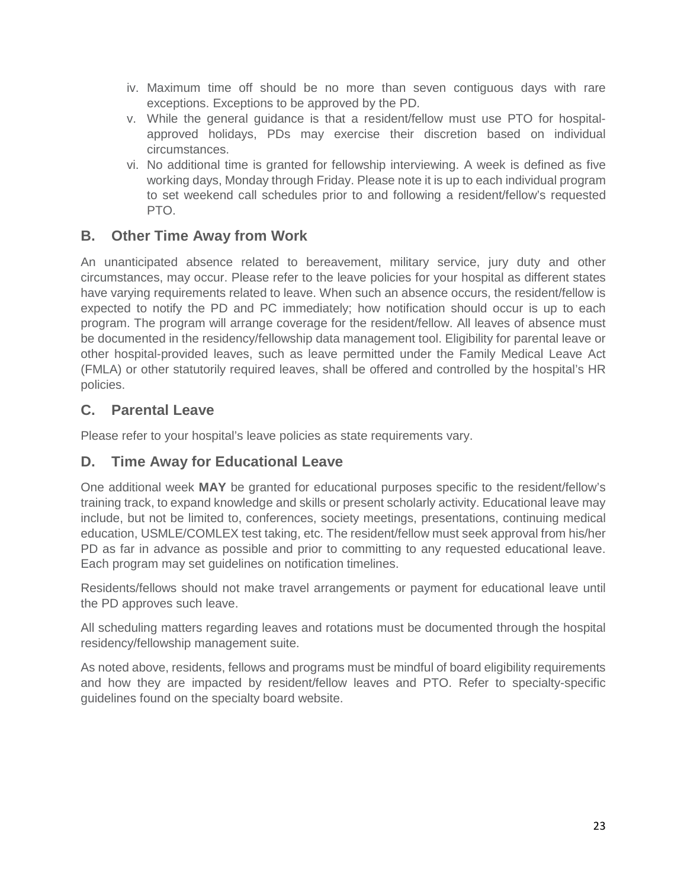iv. Maximum time off should be no more than seven contiguous days with rare exceptions. Exceptions to be approved by the PD.

v. While the general guidance is that a resident/fellow must use PTO for hospital-approved holidays, PDs may exercise their discretion based on individual circumstances.

vi. No additional time is granted for fellowship interviewing. A week is defined as five working days, Monday through Friday. Please note it is up to each individual program to set weekend call schedules prior to and following a resident/fellow's requested PTO.

## B. Other Time Away from Work

An unanticipated absence related to bereavement, military service, jury duty and other circumstances, may occur. Please refer to the leave policies for your hospital as different states have varying requirements related to leave. When such an absence occurs, the resident/fellow is expected to notify the PD and PC immediately; how notification should occur is up to each program. The program will arrange coverage for the resident/fellow. All leaves of absence must be documented in the residency/fellowship data management tool. Eligibility for parental leave or other hospital-provided leaves, such as leave permitted under the Family Medical Leave Act (FMLA) or other statutorily required leaves, shall be offered and controlled by the hospital's HR policies.

## C. Parental Leave

Please refer to your hospital's leave policies as state requirements vary.

## D. Time Away for Educational Leave

One additional week **MAY** be granted for educational purposes specific to the resident/fellow's training track, to expand knowledge and skills or present scholarly activity. Educational leave may include, but not be limited to, conferences, society meetings, presentations, continuing medical education, USMLE/COMLEX test taking, etc. The resident/fellow must seek approval from his/her PD as far in advance as possible and prior to committing to any requested educational leave. Each program may set guidelines on notification timelines.

Residents/fellows should not make travel arrangements or payment for educational leave until the PD approves such leave.

All scheduling matters regarding leaves and rotations must be documented through the hospital residency/fellowship management suite.

As noted above, residents, fellows and programs must be mindful of board eligibility requirements and how they are impacted by resident/fellow leaves and PTO. Refer to specialty-specific guidelines found on the specialty board website.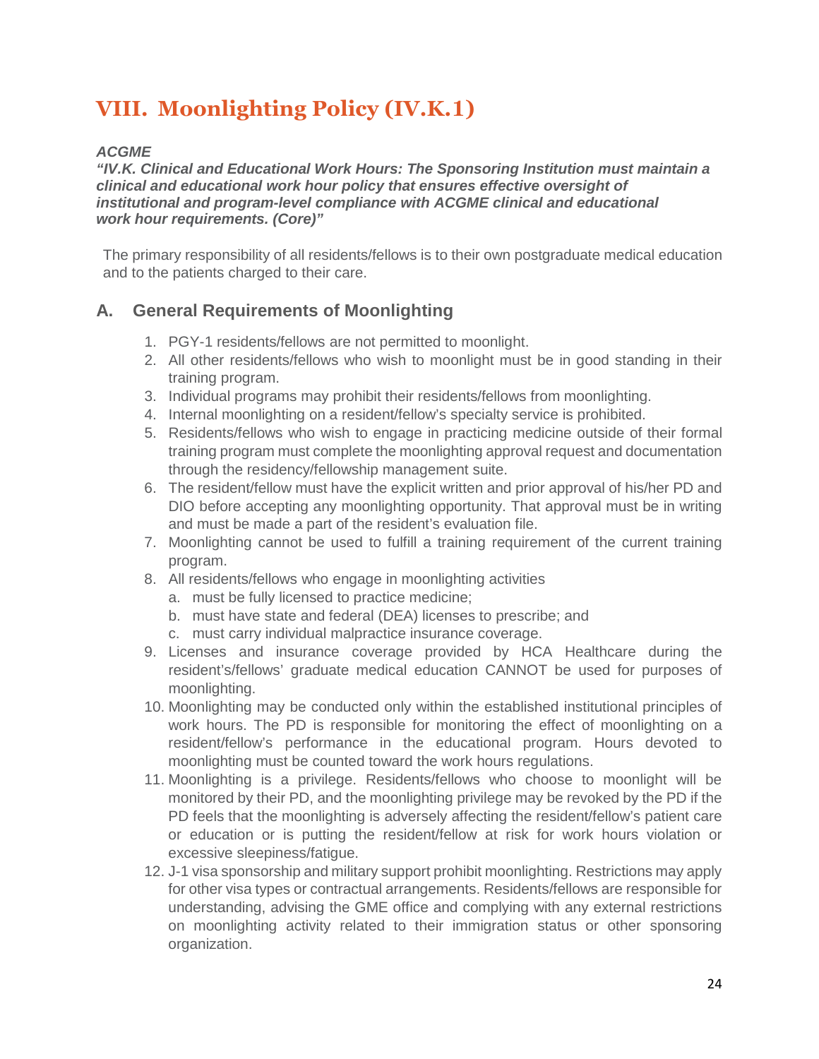# VIII. Moonlighting Policy (IV.K.1)

***ACGME***
***"IV.K. Clinical and Educational Work Hours: The Sponsoring Institution must maintain a clinical and educational work hour policy that ensures effective oversight of institutional and program-level compliance with ACGME clinical and educational work hour requirements. (Core)"***

The primary responsibility of all residents/fellows is to their own postgraduate medical education and to the patients charged to their care.

## A. General Requirements of Moonlighting

1. PGY-1 residents/fellows are not permitted to moonlight.
2. All other residents/fellows who wish to moonlight must be in good standing in their training program.
3. Individual programs may prohibit their residents/fellows from moonlighting.
4. Internal moonlighting on a resident/fellow's specialty service is prohibited.
5. Residents/fellows who wish to engage in practicing medicine outside of their formal training program must complete the moonlighting approval request and documentation through the residency/fellowship management suite.
6. The resident/fellow must have the explicit written and prior approval of his/her PD and DIO before accepting any moonlighting opportunity. That approval must be in writing and must be made a part of the resident's evaluation file.
7. Moonlighting cannot be used to fulfill a training requirement of the current training program.
8. All residents/fellows who engage in moonlighting activities
   a. must be fully licensed to practice medicine;
   b. must have state and federal (DEA) licenses to prescribe; and
   c. must carry individual malpractice insurance coverage.
9. Licenses and insurance coverage provided by HCA Healthcare during the resident's/fellows' graduate medical education CANNOT be used for purposes of moonlighting.
10. Moonlighting may be conducted only within the established institutional principles of work hours. The PD is responsible for monitoring the effect of moonlighting on a resident/fellow's performance in the educational program. Hours devoted to moonlighting must be counted toward the work hours regulations.
11. Moonlighting is a privilege. Residents/fellows who choose to moonlight will be monitored by their PD, and the moonlighting privilege may be revoked by the PD if the PD feels that the moonlighting is adversely affecting the resident/fellow's patient care or education or is putting the resident/fellow at risk for work hours violation or excessive sleepiness/fatigue.
12. J-1 visa sponsorship and military support prohibit moonlighting. Restrictions may apply for other visa types or contractual arrangements. Residents/fellows are responsible for understanding, advising the GME office and complying with any external restrictions on moonlighting activity related to their immigration status or other sponsoring organization.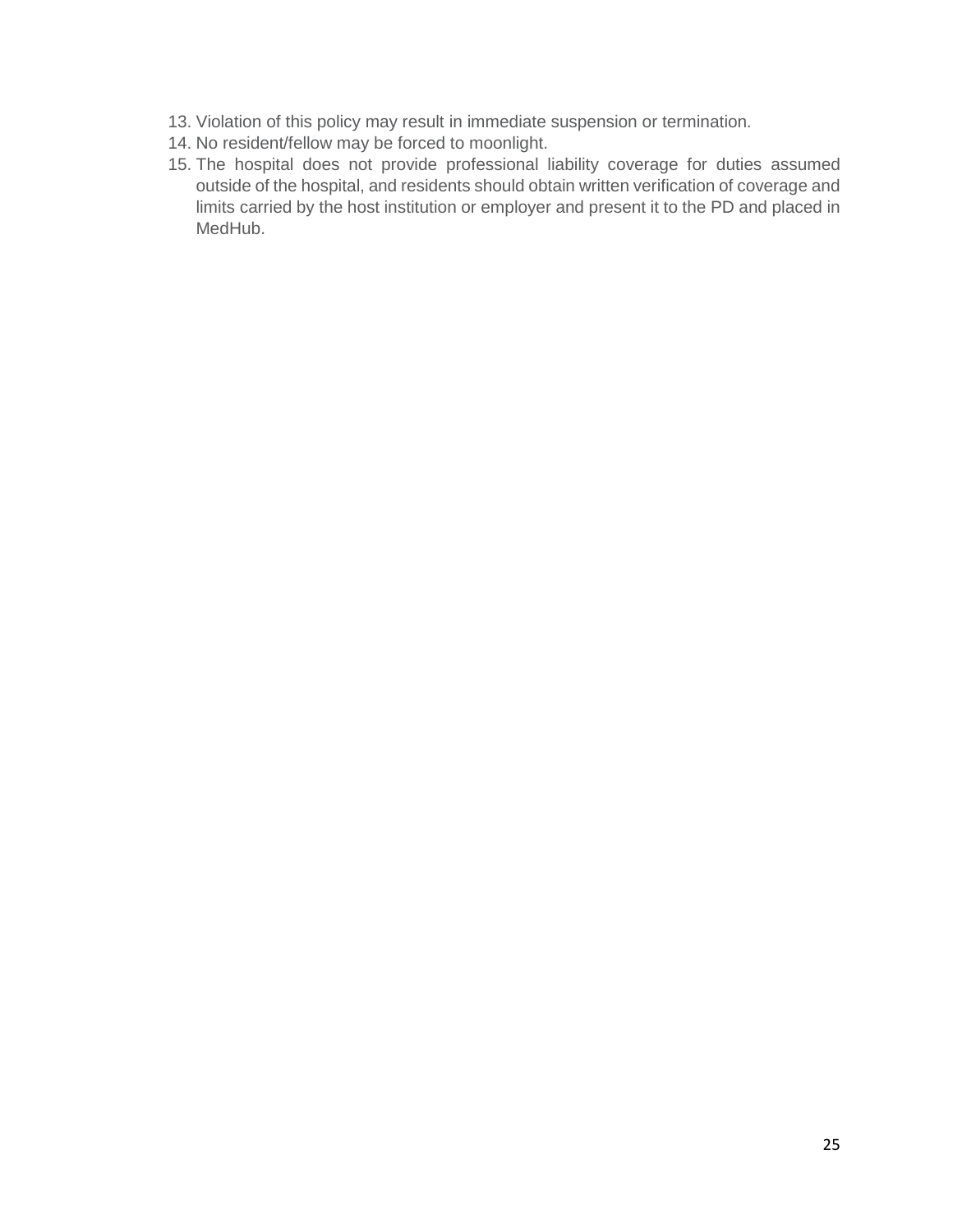13. Violation of this policy may result in immediate suspension or termination.
14. No resident/fellow may be forced to moonlight.
15. The hospital does not provide professional liability coverage for duties assumed outside of the hospital, and residents should obtain written verification of coverage and limits carried by the host institution or employer and present it to the PD and placed in MedHub.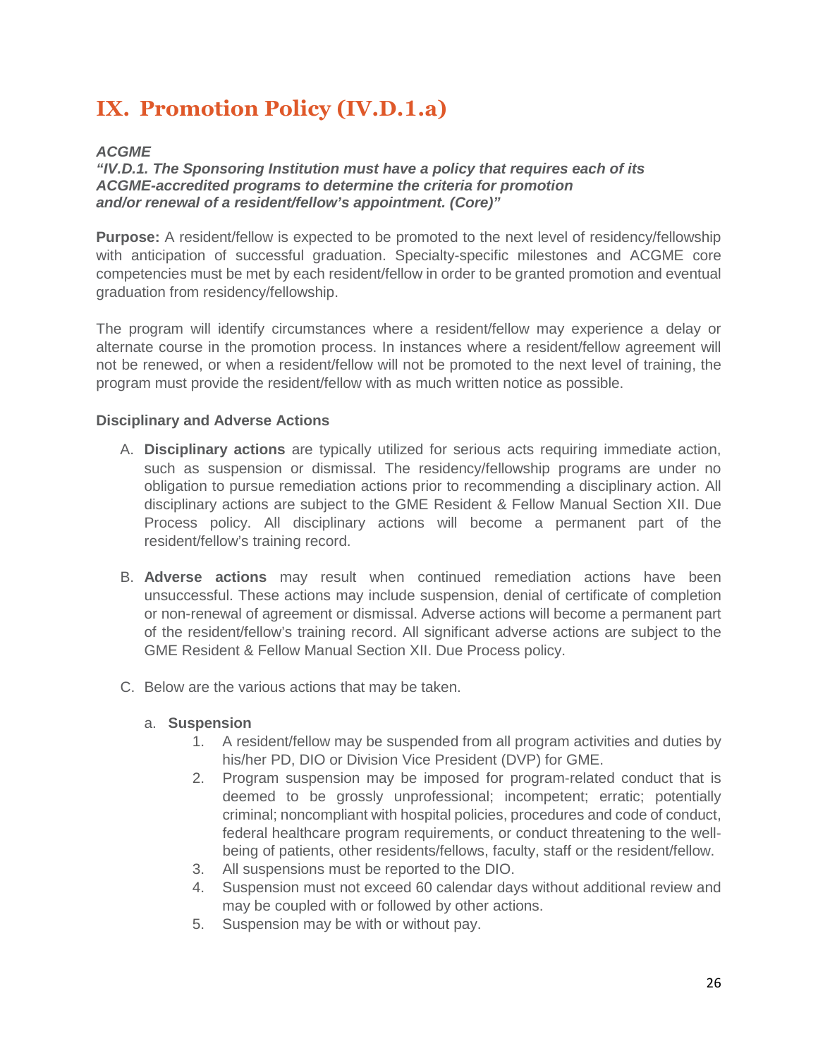# IX. Promotion Policy (IV.D.1.a)

***ACGME***
***"IV.D.1. The Sponsoring Institution must have a policy that requires each of its ACGME-accredited programs to determine the criteria for promotion and/or renewal of a resident/fellow's appointment. (Core)"***

**Purpose:** A resident/fellow is expected to be promoted to the next level of residency/fellowship with anticipation of successful graduation. Specialty-specific milestones and ACGME core competencies must be met by each resident/fellow in order to be granted promotion and eventual graduation from residency/fellowship.

The program will identify circumstances where a resident/fellow may experience a delay or alternate course in the promotion process. In instances where a resident/fellow agreement will not be renewed, or when a resident/fellow will not be promoted to the next level of training, the program must provide the resident/fellow with as much written notice as possible.

**Disciplinary and Adverse Actions**

A. **Disciplinary actions** are typically utilized for serious acts requiring immediate action, such as suspension or dismissal. The residency/fellowship programs are under no obligation to pursue remediation actions prior to recommending a disciplinary action. All disciplinary actions are subject to the GME Resident & Fellow Manual Section XII. Due Process policy. All disciplinary actions will become a permanent part of the resident/fellow's training record.

B. **Adverse actions** may result when continued remediation actions have been unsuccessful. These actions may include suspension, denial of certificate of completion or non-renewal of agreement or dismissal. Adverse actions will become a permanent part of the resident/fellow's training record. All significant adverse actions are subject to the GME Resident & Fellow Manual Section XII. Due Process policy.

C. Below are the various actions that may be taken.

   a. **Suspension**
      1. A resident/fellow may be suspended from all program activities and duties by his/her PD, DIO or Division Vice President (DVP) for GME.
      2. Program suspension may be imposed for program-related conduct that is deemed to be grossly unprofessional; incompetent; erratic; potentially criminal; noncompliant with hospital policies, procedures and code of conduct, federal healthcare program requirements, or conduct threatening to the well-being of patients, other residents/fellows, faculty, staff or the resident/fellow.
      3. All suspensions must be reported to the DIO.
      4. Suspension must not exceed 60 calendar days without additional review and may be coupled with or followed by other actions.
      5. Suspension may be with or without pay.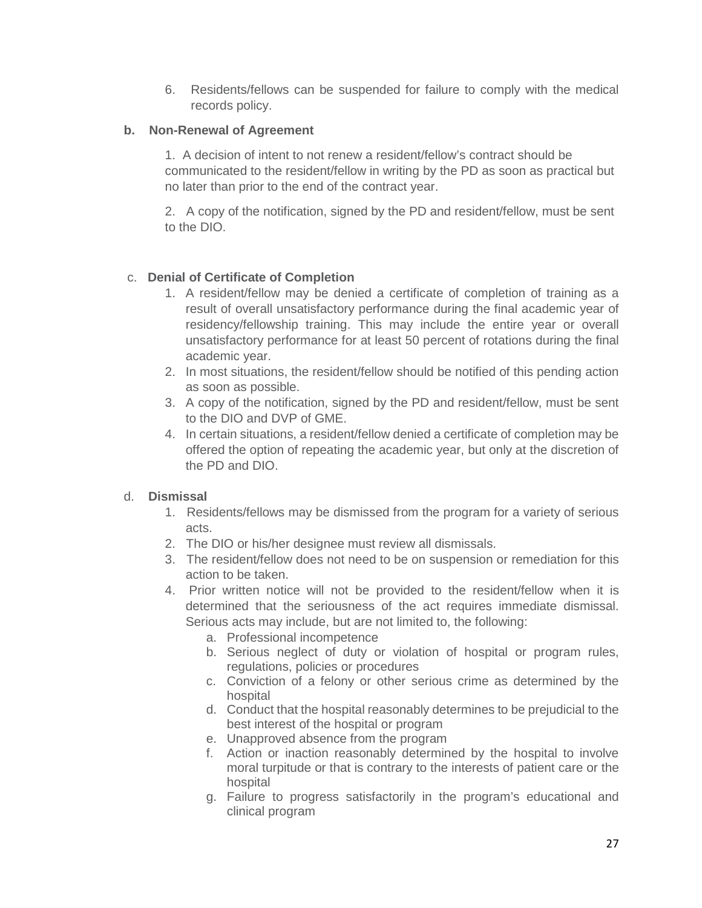6. Residents/fellows can be suspended for failure to comply with the medical records policy.

**b. Non-Renewal of Agreement**

1. A decision of intent to not renew a resident/fellow's contract should be communicated to the resident/fellow in writing by the PD as soon as practical but no later than prior to the end of the contract year.

2. A copy of the notification, signed by the PD and resident/fellow, must be sent to the DIO.

c. **Denial of Certificate of Completion**

1. A resident/fellow may be denied a certificate of completion of training as a result of overall unsatisfactory performance during the final academic year of residency/fellowship training. This may include the entire year or overall unsatisfactory performance for at least 50 percent of rotations during the final academic year.
2. In most situations, the resident/fellow should be notified of this pending action as soon as possible.
3. A copy of the notification, signed by the PD and resident/fellow, must be sent to the DIO and DVP of GME.
4. In certain situations, a resident/fellow denied a certificate of completion may be offered the option of repeating the academic year, but only at the discretion of the PD and DIO.

d. **Dismissal**

1. Residents/fellows may be dismissed from the program for a variety of serious acts.
2. The DIO or his/her designee must review all dismissals.
3. The resident/fellow does not need to be on suspension or remediation for this action to be taken.
4. Prior written notice will not be provided to the resident/fellow when it is determined that the seriousness of the act requires immediate dismissal. Serious acts may include, but are not limited to, the following:
    a. Professional incompetence
    b. Serious neglect of duty or violation of hospital or program rules, regulations, policies or procedures
    c. Conviction of a felony or other serious crime as determined by the hospital
    d. Conduct that the hospital reasonably determines to be prejudicial to the best interest of the hospital or program
    e. Unapproved absence from the program
    f. Action or inaction reasonably determined by the hospital to involve moral turpitude or that is contrary to the interests of patient care or the hospital
    g. Failure to progress satisfactorily in the program's educational and clinical program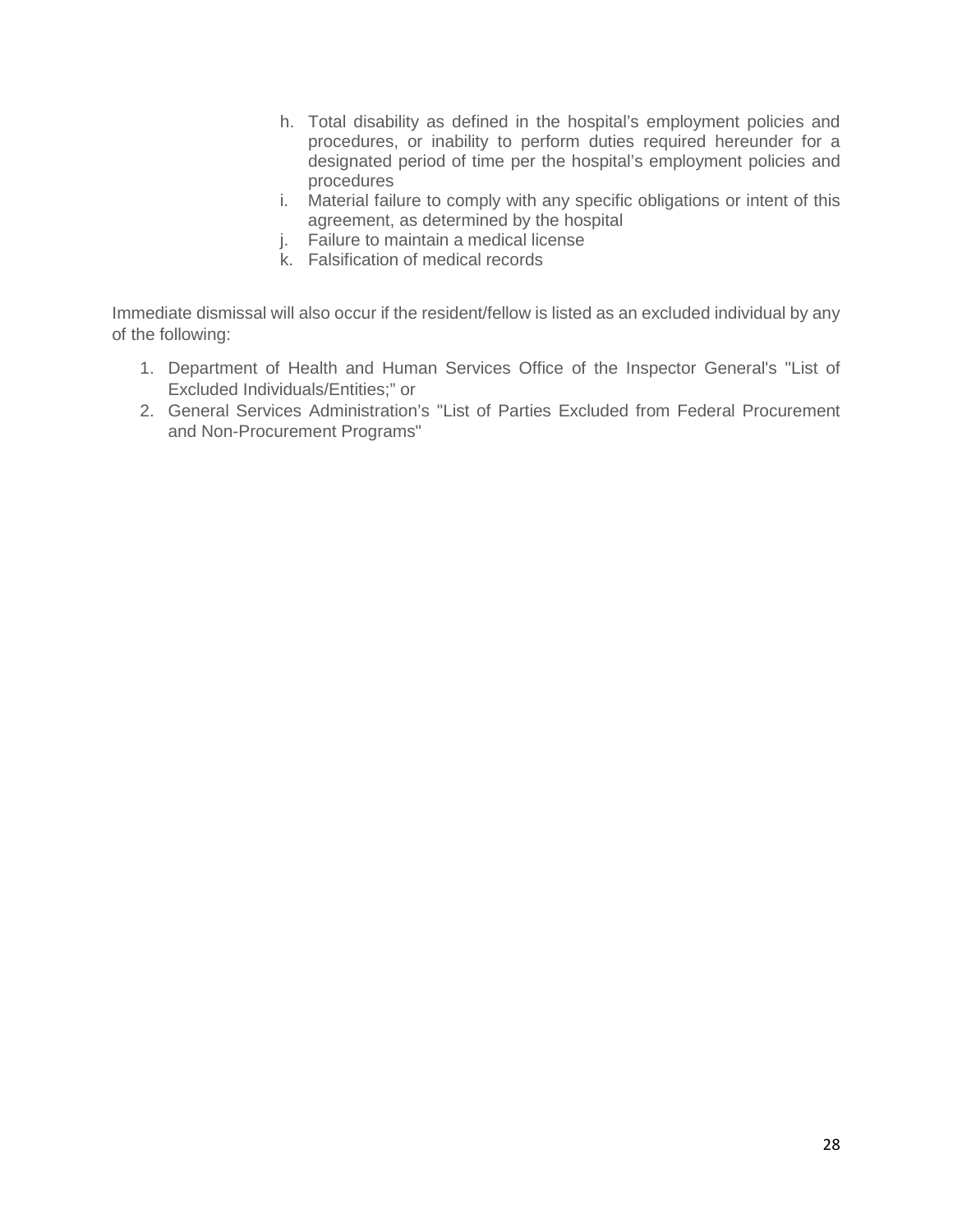h. Total disability as defined in the hospital's employment policies and procedures, or inability to perform duties required hereunder for a designated period of time per the hospital's employment policies and procedures
i. Material failure to comply with any specific obligations or intent of this agreement, as determined by the hospital
j. Failure to maintain a medical license
k. Falsification of medical records

Immediate dismissal will also occur if the resident/fellow is listed as an excluded individual by any of the following:

1. Department of Health and Human Services Office of the Inspector General's "List of Excluded Individuals/Entities;" or
2. General Services Administration's "List of Parties Excluded from Federal Procurement and Non-Procurement Programs"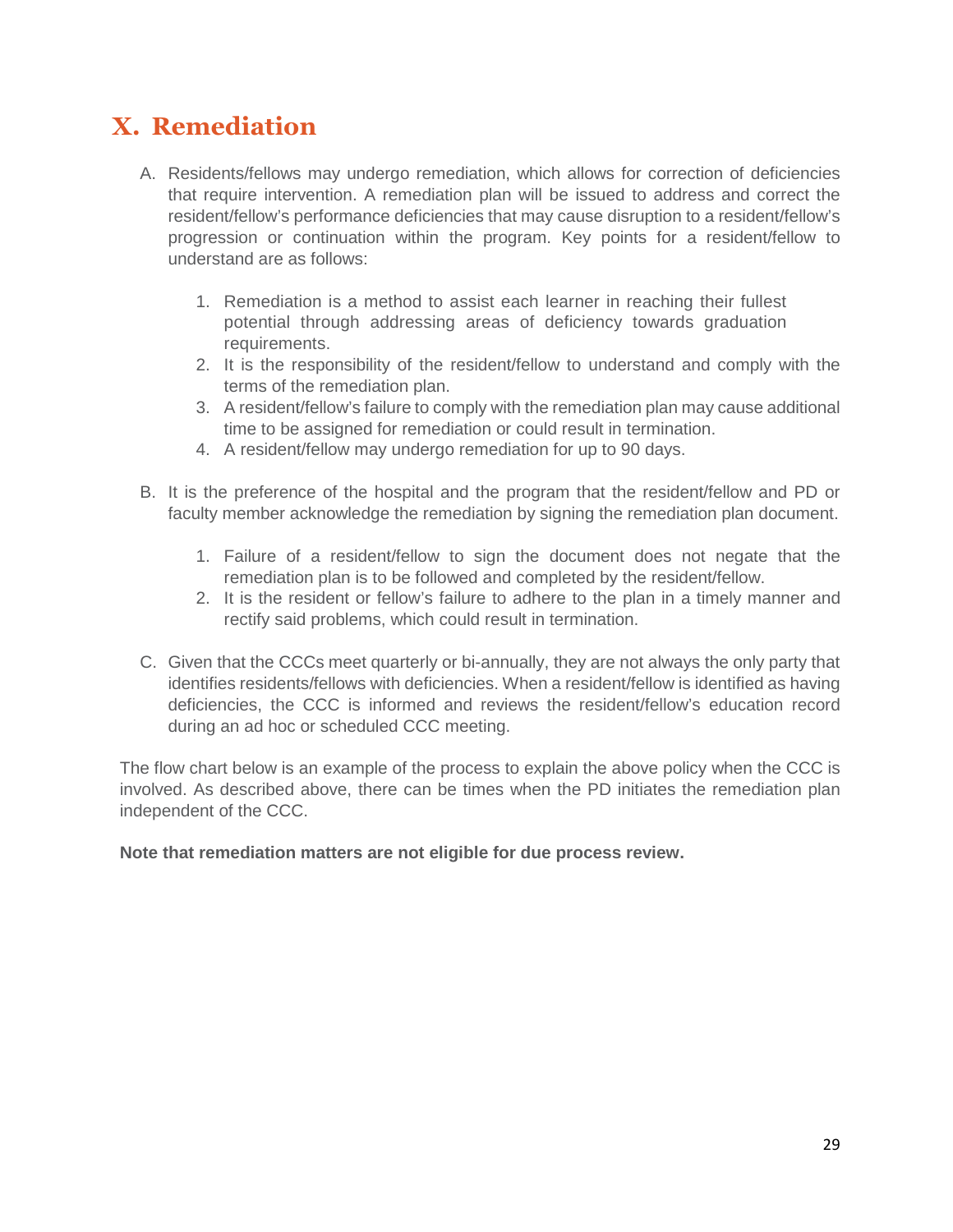# X. Remediation

A. Residents/fellows may undergo remediation, which allows for correction of deficiencies that require intervention. A remediation plan will be issued to address and correct the resident/fellow's performance deficiencies that may cause disruption to a resident/fellow's progression or continuation within the program. Key points for a resident/fellow to understand are as follows:

   1. Remediation is a method to assist each learner in reaching their fullest potential through addressing areas of deficiency towards graduation requirements.
   2. It is the responsibility of the resident/fellow to understand and comply with the terms of the remediation plan.
   3. A resident/fellow's failure to comply with the remediation plan may cause additional time to be assigned for remediation or could result in termination.
   4. A resident/fellow may undergo remediation for up to 90 days.

B. It is the preference of the hospital and the program that the resident/fellow and PD or faculty member acknowledge the remediation by signing the remediation plan document.

   1. Failure of a resident/fellow to sign the document does not negate that the remediation plan is to be followed and completed by the resident/fellow.
   2. It is the resident or fellow's failure to adhere to the plan in a timely manner and rectify said problems, which could result in termination.

C. Given that the CCCs meet quarterly or bi-annually, they are not always the only party that identifies residents/fellows with deficiencies. When a resident/fellow is identified as having deficiencies, the CCC is informed and reviews the resident/fellow's education record during an ad hoc or scheduled CCC meeting.

The flow chart below is an example of the process to explain the above policy when the CCC is involved. As described above, there can be times when the PD initiates the remediation plan independent of the CCC.

**Note that remediation matters are not eligible for due process review.**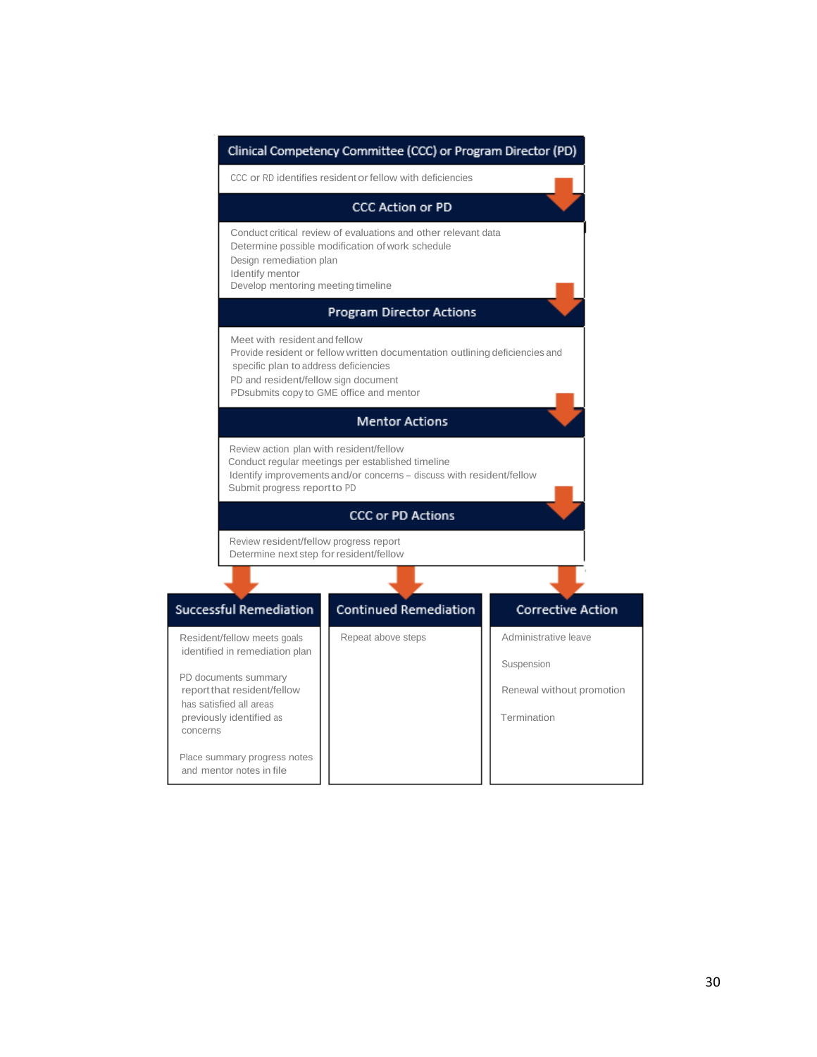## Clinical Competency Committee (CCC) or Program Director (PD)

CCC or RD identifies resident or fellow with deficiencies

## CCC Action or PD

Conduct critical review of evaluations and other relevant data
Determine possible modification of work schedule
Design remediation plan
Identify mentor
Develop mentoring meeting timeline

## Program Director Actions

Meet with resident and fellow
Provide resident or fellow written documentation outlining deficiencies and specific plan to address deficiencies
PD and resident/fellow sign document
PDsubmits copy to GME office and mentor

## Mentor Actions

Review action plan with resident/fellow
Conduct regular meetings per established timeline
Identify improvements and/or concerns – discuss with resident/fellow
Submit progress report to PD

## CCC or PD Actions

Review resident/fellow progress report
Determine next step for resident/fellow

### Successful Remediation

Resident/fellow meets goals identified in remediation plan

PD documents summary report that resident/fellow has satisfied all areas previously identified as concerns

Place summary progress notes and mentor notes in file

### Continued Remediation

Repeat above steps

### Corrective Action

Administrative leave

Suspension

Renewal without promotion

Termination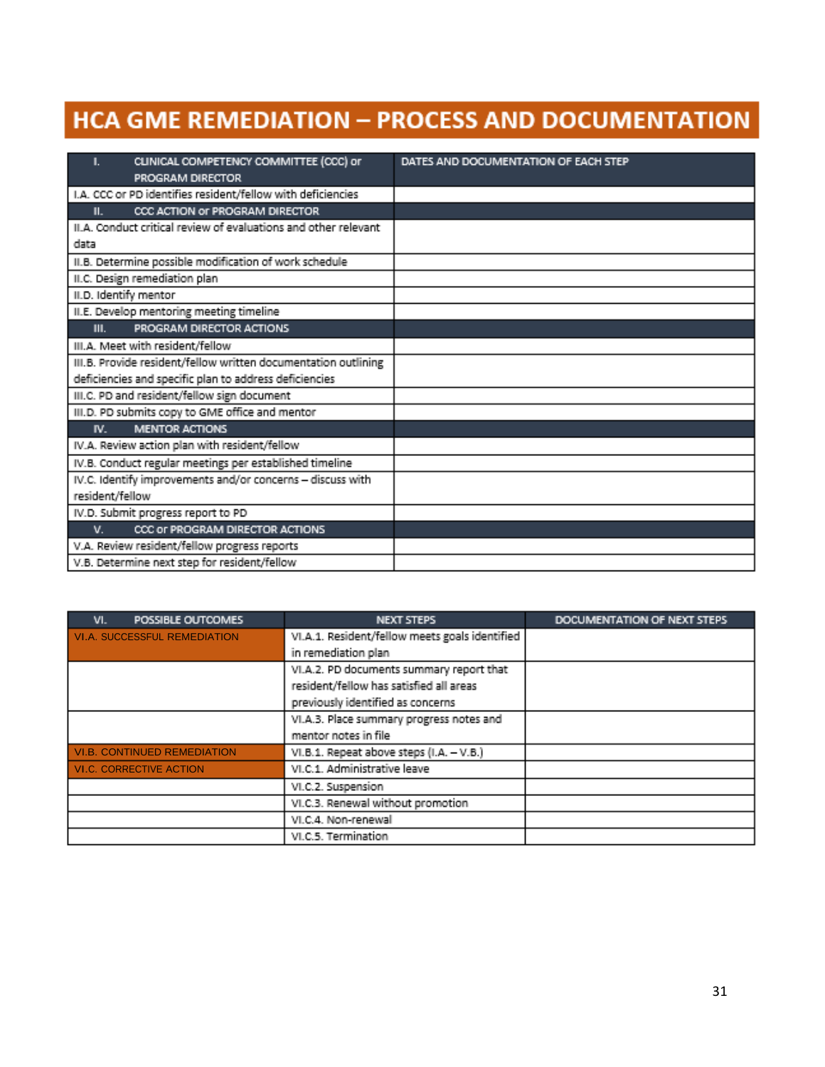# HCA GME REMEDIATION – PROCESS AND DOCUMENTATION

| I. CLINICAL COMPETENCY COMMITTEE (CCC) or PROGRAM DIRECTOR | DATES AND DOCUMENTATION OF EACH STEP |
|---|---|
| I.A. CCC or PD identifies resident/fellow with deficiencies | |
| **II. CCC ACTION or PROGRAM DIRECTOR** | |
| II.A. Conduct critical review of evaluations and other relevant data | |
| II.B. Determine possible modification of work schedule | |
| II.C. Design remediation plan | |
| II.D. Identify mentor | |
| II.E. Develop mentoring meeting timeline | |
| **III. PROGRAM DIRECTOR ACTIONS** | |
| III.A. Meet with resident/fellow | |
| III.B. Provide resident/fellow written documentation outlining deficiencies and specific plan to address deficiencies | |
| III.C. PD and resident/fellow sign document | |
| III.D. PD submits copy to GME office and mentor | |
| **IV. MENTOR ACTIONS** | |
| IV.A. Review action plan with resident/fellow | |
| IV.B. Conduct regular meetings per established timeline | |
| IV.C. Identify improvements and/or concerns – discuss with resident/fellow | |
| IV.D. Submit progress report to PD | |
| **V. CCC or PROGRAM DIRECTOR ACTIONS** | |
| V.A. Review resident/fellow progress reports | |
| V.B. Determine next step for resident/fellow | |

| VI. POSSIBLE OUTCOMES | NEXT STEPS | DOCUMENTATION OF NEXT STEPS |
|---|---|---|
| VI.A. SUCCESSFUL REMEDIATION | VI.A.1. Resident/fellow meets goals identified in remediation plan | |
| | VI.A.2. PD documents summary report that resident/fellow has satisfied all areas previously identified as concerns | |
| | VI.A.3. Place summary progress notes and mentor notes in file | |
| VI.B. CONTINUED REMEDIATION | VI.B.1. Repeat above steps (I.A. – V.B.) | |
| VI.C. CORRECTIVE ACTION | VI.C.1. Administrative leave | |
| | VI.C.2. Suspension | |
| | VI.C.3. Renewal without promotion | |
| | VI.C.4. Non-renewal | |
| | VI.C.5. Termination | |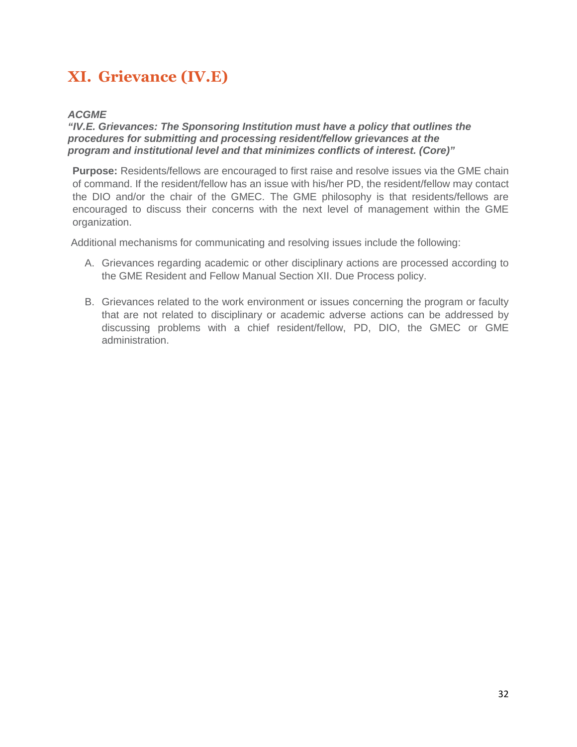# XI. Grievance (IV.E)

***ACGME***

***"IV.E. Grievances: The Sponsoring Institution must have a policy that outlines the procedures for submitting and processing resident/fellow grievances at the program and institutional level and that minimizes conflicts of interest. (Core)"***

**Purpose:** Residents/fellows are encouraged to first raise and resolve issues via the GME chain of command. If the resident/fellow has an issue with his/her PD, the resident/fellow may contact the DIO and/or the chair of the GMEC. The GME philosophy is that residents/fellows are encouraged to discuss their concerns with the next level of management within the GME organization.

Additional mechanisms for communicating and resolving issues include the following:

A. Grievances regarding academic or other disciplinary actions are processed according to the GME Resident and Fellow Manual Section XII. Due Process policy.

B. Grievances related to the work environment or issues concerning the program or faculty that are not related to disciplinary or academic adverse actions can be addressed by discussing problems with a chief resident/fellow, PD, DIO, the GMEC or GME administration.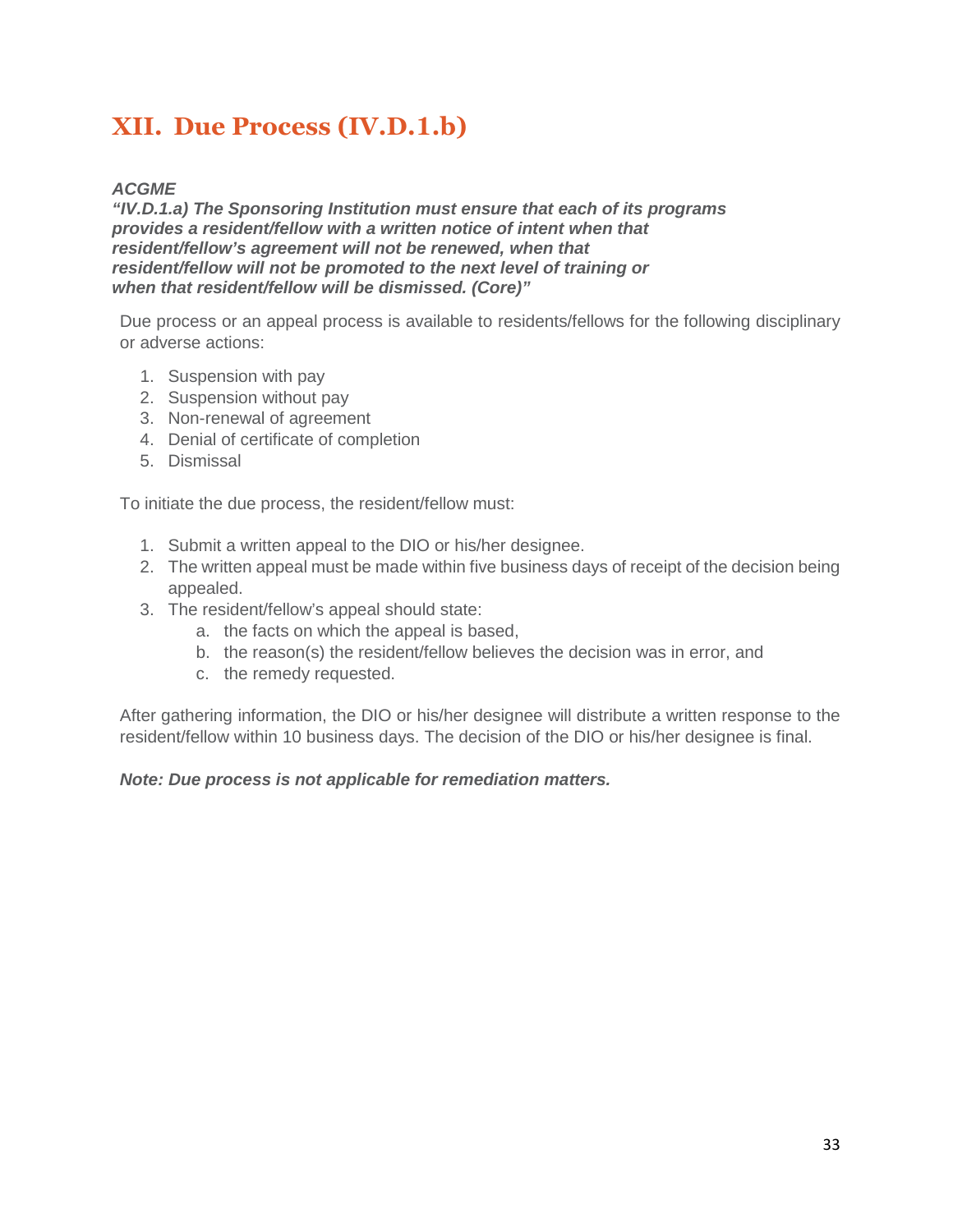## XII. Due Process (IV.D.1.b)

***ACGME***
***"IV.D.1.a) The Sponsoring Institution must ensure that each of its programs provides a resident/fellow with a written notice of intent when that resident/fellow's agreement will not be renewed, when that resident/fellow will not be promoted to the next level of training or when that resident/fellow will be dismissed. (Core)"***

Due process or an appeal process is available to residents/fellows for the following disciplinary or adverse actions:

1. Suspension with pay
2. Suspension without pay
3. Non-renewal of agreement
4. Denial of certificate of completion
5. Dismissal

To initiate the due process, the resident/fellow must:

1. Submit a written appeal to the DIO or his/her designee.
2. The written appeal must be made within five business days of receipt of the decision being appealed.
3. The resident/fellow's appeal should state:
   a. the facts on which the appeal is based,
   b. the reason(s) the resident/fellow believes the decision was in error, and
   c. the remedy requested.

After gathering information, the DIO or his/her designee will distribute a written response to the resident/fellow within 10 business days. The decision of the DIO or his/her designee is final.

***Note: Due process is not applicable for remediation matters.***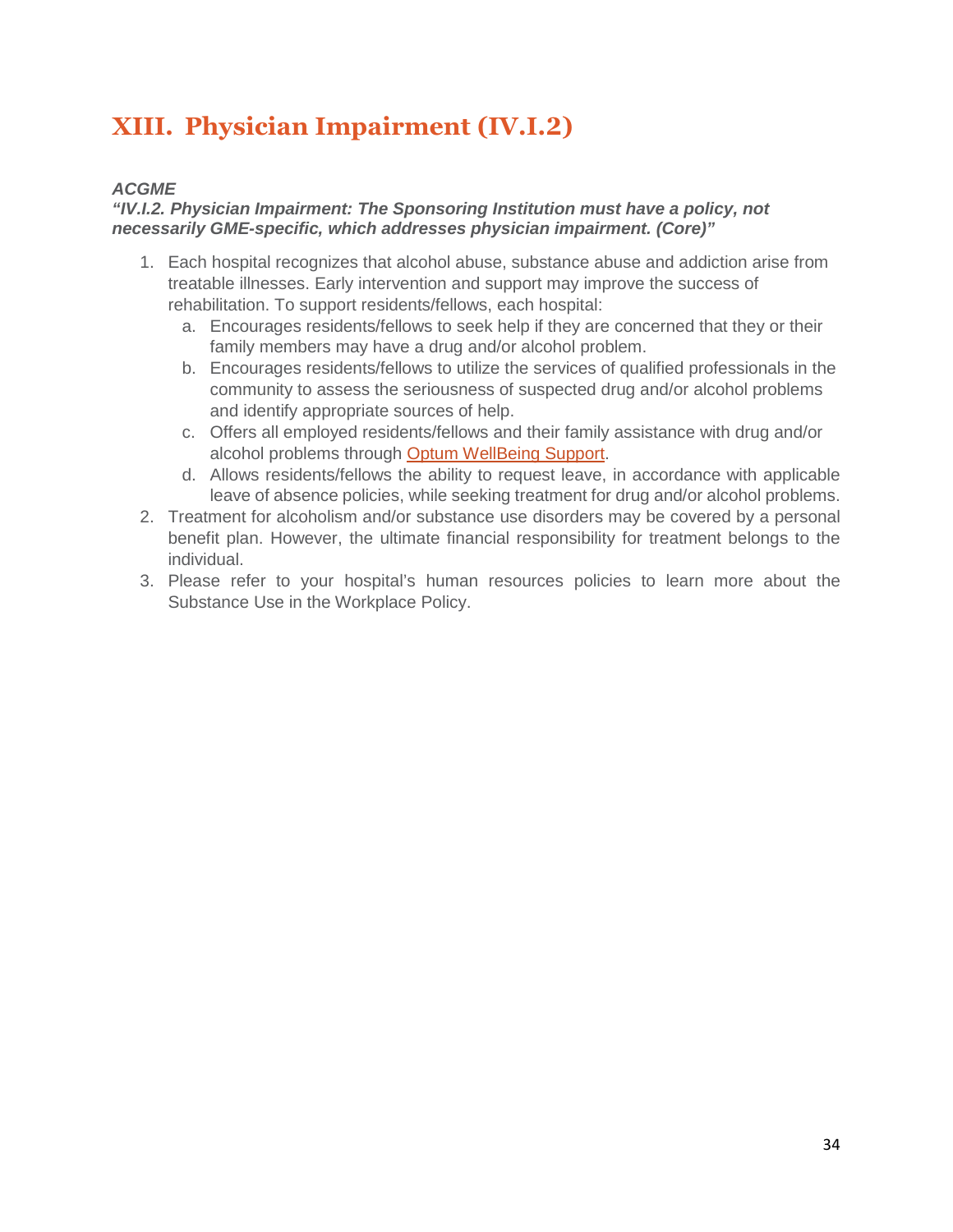# XIII. Physician Impairment (IV.I.2)

***ACGME***

***"IV.I.2. Physician Impairment: The Sponsoring Institution must have a policy, not necessarily GME-specific, which addresses physician impairment. (Core)"***

1. Each hospital recognizes that alcohol abuse, substance abuse and addiction arise from treatable illnesses. Early intervention and support may improve the success of rehabilitation. To support residents/fellows, each hospital:
   a. Encourages residents/fellows to seek help if they are concerned that they or their family members may have a drug and/or alcohol problem.
   b. Encourages residents/fellows to utilize the services of qualified professionals in the community to assess the seriousness of suspected drug and/or alcohol problems and identify appropriate sources of help.
   c. Offers all employed residents/fellows and their family assistance with drug and/or alcohol problems through Optum WellBeing Support.
   d. Allows residents/fellows the ability to request leave, in accordance with applicable leave of absence policies, while seeking treatment for drug and/or alcohol problems.
2. Treatment for alcoholism and/or substance use disorders may be covered by a personal benefit plan. However, the ultimate financial responsibility for treatment belongs to the individual.
3. Please refer to your hospital's human resources policies to learn more about the Substance Use in the Workplace Policy.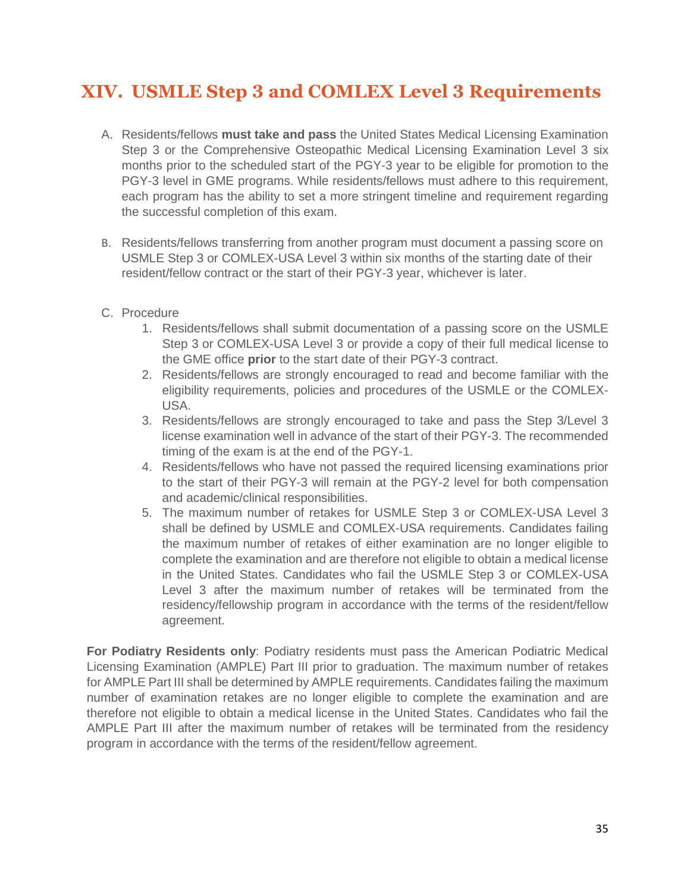## XIV. USMLE Step 3 and COMLEX Level 3 Requirements

A. Residents/fellows **must take and pass** the United States Medical Licensing Examination Step 3 or the Comprehensive Osteopathic Medical Licensing Examination Level 3 six months prior to the scheduled start of the PGY-3 year to be eligible for promotion to the PGY-3 level in GME programs. While residents/fellows must adhere to this requirement, each program has the ability to set a more stringent timeline and requirement regarding the successful completion of this exam.

B. Residents/fellows transferring from another program must document a passing score on USMLE Step 3 or COMLEX-USA Level 3 within six months of the starting date of their resident/fellow contract or the start of their PGY-3 year, whichever is later.

C. Procedure

1. Residents/fellows shall submit documentation of a passing score on the USMLE Step 3 or COMLEX-USA Level 3 or provide a copy of their full medical license to the GME office **prior** to the start date of their PGY-3 contract.
2. Residents/fellows are strongly encouraged to read and become familiar with the eligibility requirements, policies and procedures of the USMLE or the COMLEX-USA.
3. Residents/fellows are strongly encouraged to take and pass the Step 3/Level 3 license examination well in advance of the start of their PGY-3. The recommended timing of the exam is at the end of the PGY-1.
4. Residents/fellows who have not passed the required licensing examinations prior to the start of their PGY-3 will remain at the PGY-2 level for both compensation and academic/clinical responsibilities.
5. The maximum number of retakes for USMLE Step 3 or COMLEX-USA Level 3 shall be defined by USMLE and COMLEX-USA requirements. Candidates failing the maximum number of retakes of either examination are no longer eligible to complete the examination and are therefore not eligible to obtain a medical license in the United States. Candidates who fail the USMLE Step 3 or COMLEX-USA Level 3 after the maximum number of retakes will be terminated from the residency/fellowship program in accordance with the terms of the resident/fellow agreement.

**For Podiatry Residents only**: Podiatry residents must pass the American Podiatric Medical Licensing Examination (AMPLE) Part III prior to graduation. The maximum number of retakes for AMPLE Part III shall be determined by AMPLE requirements. Candidates failing the maximum number of examination retakes are no longer eligible to complete the examination and are therefore not eligible to obtain a medical license in the United States. Candidates who fail the AMPLE Part III after the maximum number of retakes will be terminated from the residency program in accordance with the terms of the resident/fellow agreement.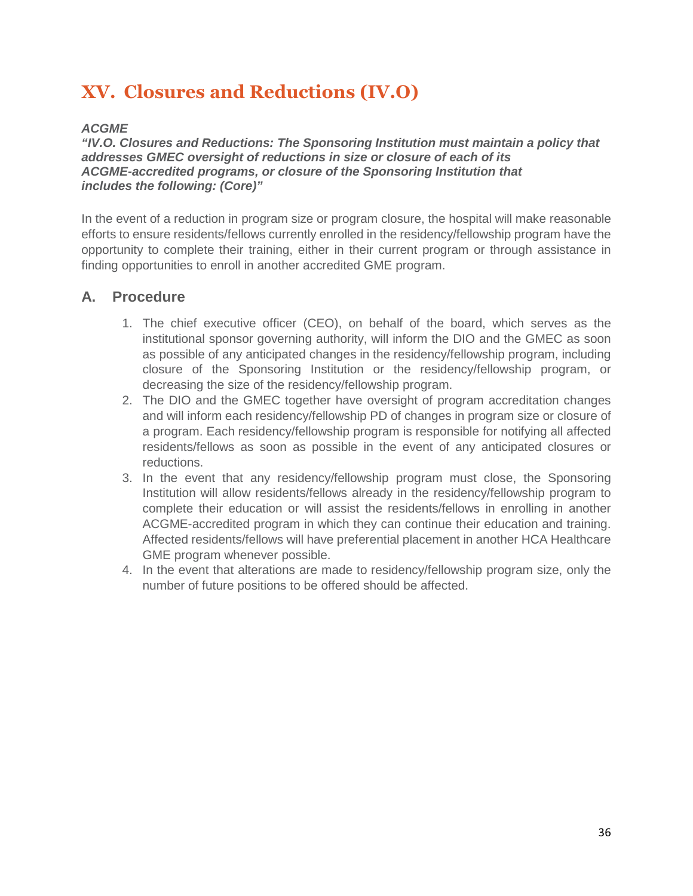# XV. Closures and Reductions (IV.O)

***ACGME***
***"IV.O. Closures and Reductions: The Sponsoring Institution must maintain a policy that addresses GMEC oversight of reductions in size or closure of each of its ACGME-accredited programs, or closure of the Sponsoring Institution that includes the following: (Core)"***

In the event of a reduction in program size or program closure, the hospital will make reasonable efforts to ensure residents/fellows currently enrolled in the residency/fellowship program have the opportunity to complete their training, either in their current program or through assistance in finding opportunities to enroll in another accredited GME program.

## A. Procedure

1. The chief executive officer (CEO), on behalf of the board, which serves as the institutional sponsor governing authority, will inform the DIO and the GMEC as soon as possible of any anticipated changes in the residency/fellowship program, including closure of the Sponsoring Institution or the residency/fellowship program, or decreasing the size of the residency/fellowship program.
2. The DIO and the GMEC together have oversight of program accreditation changes and will inform each residency/fellowship PD of changes in program size or closure of a program. Each residency/fellowship program is responsible for notifying all affected residents/fellows as soon as possible in the event of any anticipated closures or reductions.
3. In the event that any residency/fellowship program must close, the Sponsoring Institution will allow residents/fellows already in the residency/fellowship program to complete their education or will assist the residents/fellows in enrolling in another ACGME-accredited program in which they can continue their education and training. Affected residents/fellows will have preferential placement in another HCA Healthcare GME program whenever possible.
4. In the event that alterations are made to residency/fellowship program size, only the number of future positions to be offered should be affected.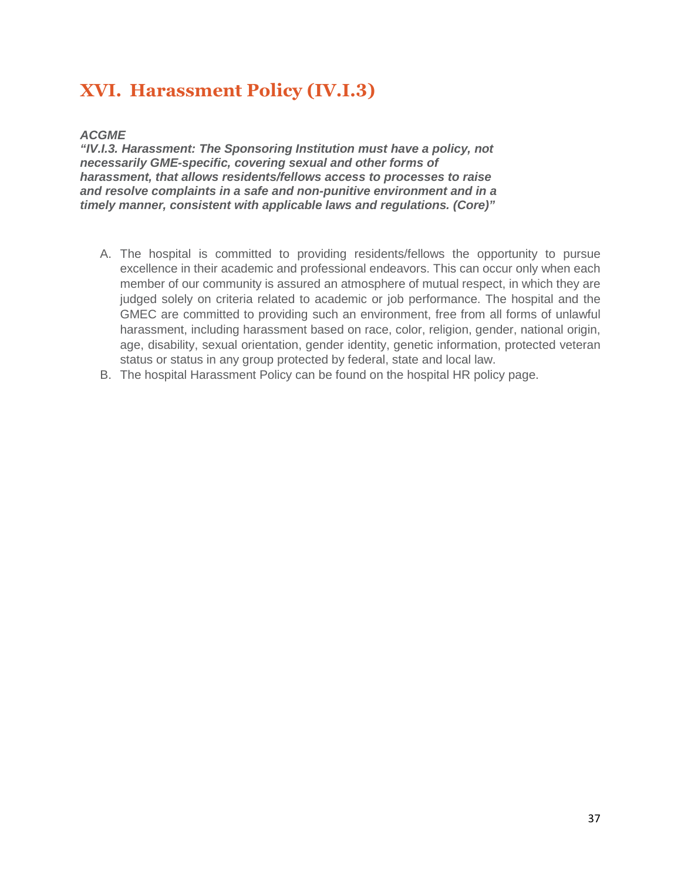## XVI. Harassment Policy (IV.I.3)

***ACGME***
***"IV.I.3. Harassment: The Sponsoring Institution must have a policy, not necessarily GME-specific, covering sexual and other forms of harassment, that allows residents/fellows access to processes to raise and resolve complaints in a safe and non-punitive environment and in a timely manner, consistent with applicable laws and regulations. (Core)"***

A. The hospital is committed to providing residents/fellows the opportunity to pursue excellence in their academic and professional endeavors. This can occur only when each member of our community is assured an atmosphere of mutual respect, in which they are judged solely on criteria related to academic or job performance. The hospital and the GMEC are committed to providing such an environment, free from all forms of unlawful harassment, including harassment based on race, color, religion, gender, national origin, age, disability, sexual orientation, gender identity, genetic information, protected veteran status or status in any group protected by federal, state and local law.
B. The hospital Harassment Policy can be found on the hospital HR policy page.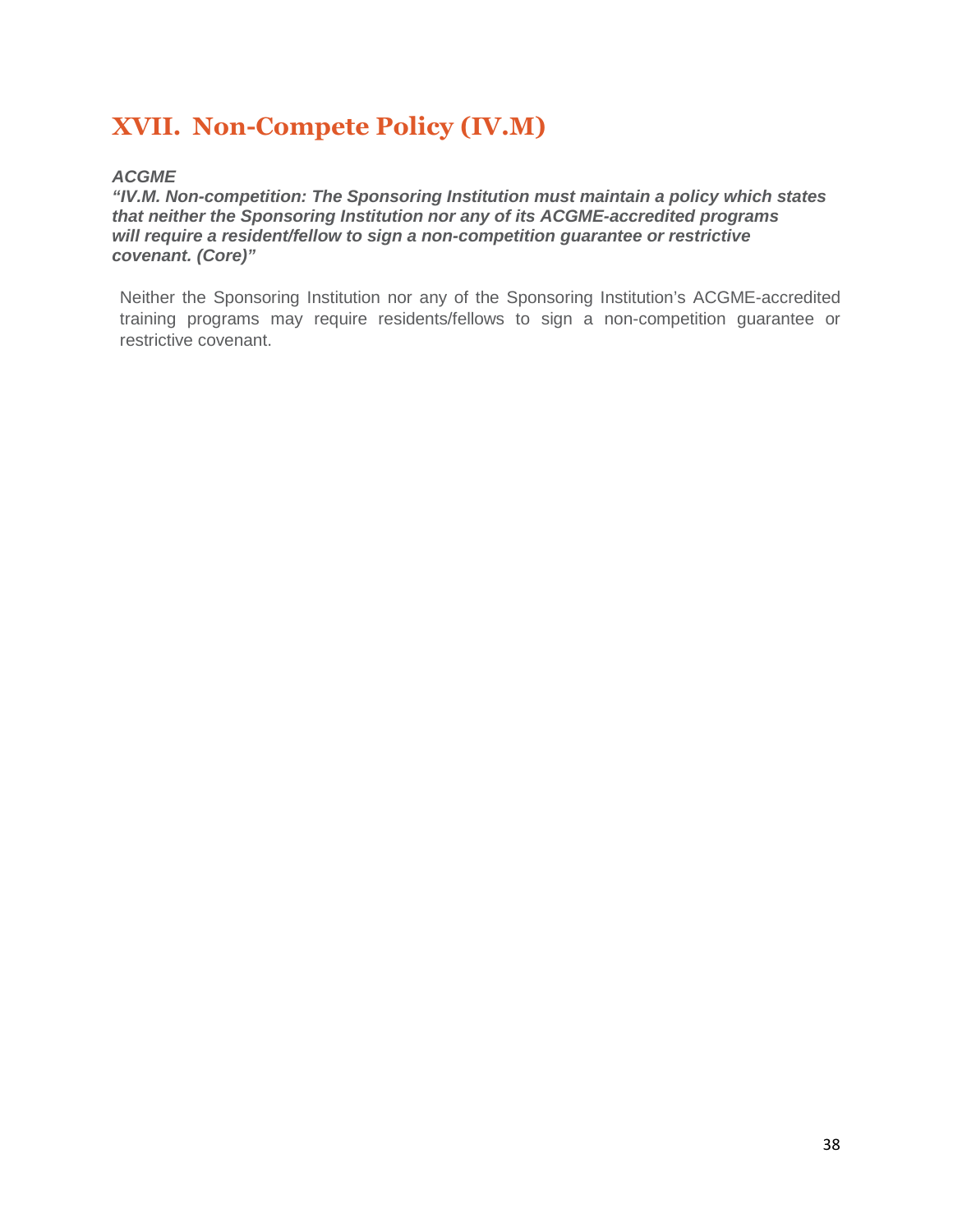# XVII. Non-Compete Policy (IV.M)

***ACGME***

***"IV.M. Non-competition: The Sponsoring Institution must maintain a policy which states that neither the Sponsoring Institution nor any of its ACGME-accredited programs will require a resident/fellow to sign a non-competition guarantee or restrictive covenant. (Core)"***

Neither the Sponsoring Institution nor any of the Sponsoring Institution's ACGME-accredited training programs may require residents/fellows to sign a non-competition guarantee or restrictive covenant.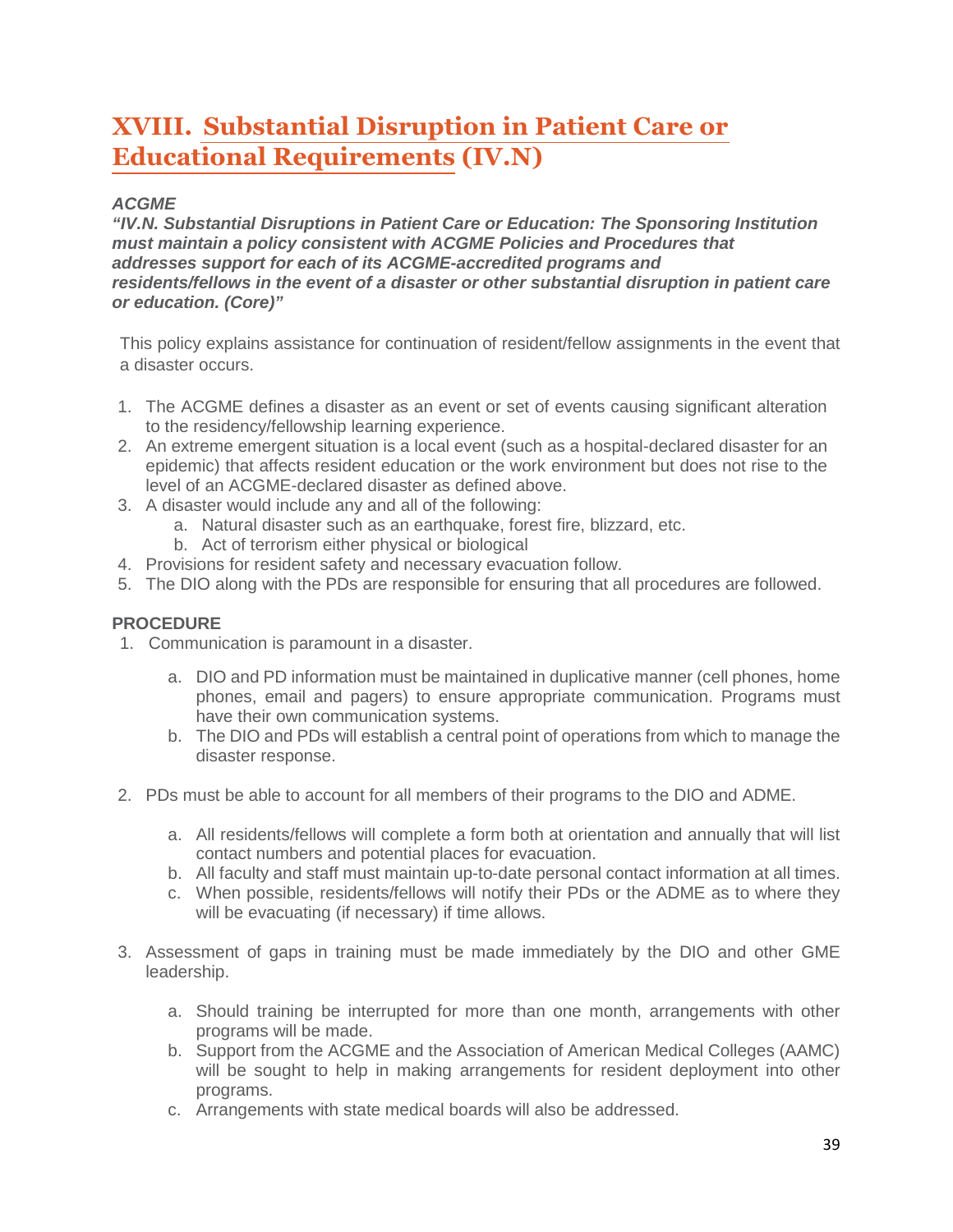# XVIII. Substantial Disruption in Patient Care or Educational Requirements (IV.N)

***ACGME***

***"IV.N. Substantial Disruptions in Patient Care or Education: The Sponsoring Institution must maintain a policy consistent with ACGME Policies and Procedures that addresses support for each of its ACGME-accredited programs and residents/fellows in the event of a disaster or other substantial disruption in patient care or education. (Core)"***

This policy explains assistance for continuation of resident/fellow assignments in the event that a disaster occurs.

1. The ACGME defines a disaster as an event or set of events causing significant alteration to the residency/fellowship learning experience.
2. An extreme emergent situation is a local event (such as a hospital-declared disaster for an epidemic) that affects resident education or the work environment but does not rise to the level of an ACGME-declared disaster as defined above.
3. A disaster would include any and all of the following:
   a. Natural disaster such as an earthquake, forest fire, blizzard, etc.
   b. Act of terrorism either physical or biological
4. Provisions for resident safety and necessary evacuation follow.
5. The DIO along with the PDs are responsible for ensuring that all procedures are followed.

**PROCEDURE**

1. Communication is paramount in a disaster.
   a. DIO and PD information must be maintained in duplicative manner (cell phones, home phones, email and pagers) to ensure appropriate communication. Programs must have their own communication systems.
   b. The DIO and PDs will establish a central point of operations from which to manage the disaster response.
2. PDs must be able to account for all members of their programs to the DIO and ADME.
   a. All residents/fellows will complete a form both at orientation and annually that will list contact numbers and potential places for evacuation.
   b. All faculty and staff must maintain up-to-date personal contact information at all times.
   c. When possible, residents/fellows will notify their PDs or the ADME as to where they will be evacuating (if necessary) if time allows.
3. Assessment of gaps in training must be made immediately by the DIO and other GME leadership.
   a. Should training be interrupted for more than one month, arrangements with other programs will be made.
   b. Support from the ACGME and the Association of American Medical Colleges (AAMC) will be sought to help in making arrangements for resident deployment into other programs.
   c. Arrangements with state medical boards will also be addressed.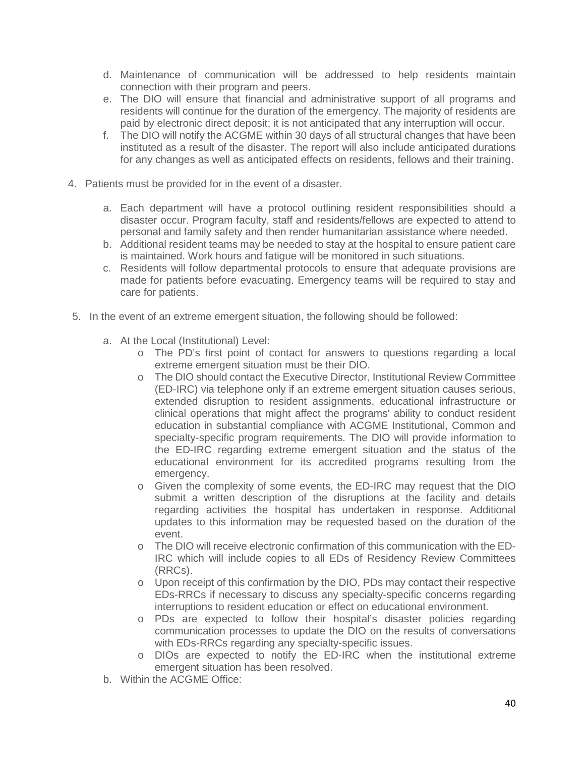d. Maintenance of communication will be addressed to help residents maintain connection with their program and peers.
   e. The DIO will ensure that financial and administrative support of all programs and residents will continue for the duration of the emergency. The majority of residents are paid by electronic direct deposit; it is not anticipated that any interruption will occur.
   f. The DIO will notify the ACGME within 30 days of all structural changes that have been instituted as a result of the disaster. The report will also include anticipated durations for any changes as well as anticipated effects on residents, fellows and their training.

4. Patients must be provided for in the event of a disaster.

   a. Each department will have a protocol outlining resident responsibilities should a disaster occur. Program faculty, staff and residents/fellows are expected to attend to personal and family safety and then render humanitarian assistance where needed.
   b. Additional resident teams may be needed to stay at the hospital to ensure patient care is maintained. Work hours and fatigue will be monitored in such situations.
   c. Residents will follow departmental protocols to ensure that adequate provisions are made for patients before evacuating. Emergency teams will be required to stay and care for patients.

5. In the event of an extreme emergent situation, the following should be followed:

   a. At the Local (Institutional) Level:
      - The PD's first point of contact for answers to questions regarding a local extreme emergent situation must be their DIO.
      - The DIO should contact the Executive Director, Institutional Review Committee (ED-IRC) via telephone only if an extreme emergent situation causes serious, extended disruption to resident assignments, educational infrastructure or clinical operations that might affect the programs' ability to conduct resident education in substantial compliance with ACGME Institutional, Common and specialty-specific program requirements. The DIO will provide information to the ED-IRC regarding extreme emergent situation and the status of the educational environment for its accredited programs resulting from the emergency.
      - Given the complexity of some events, the ED-IRC may request that the DIO submit a written description of the disruptions at the facility and details regarding activities the hospital has undertaken in response. Additional updates to this information may be requested based on the duration of the event.
      - The DIO will receive electronic confirmation of this communication with the ED-IRC which will include copies to all EDs of Residency Review Committees (RRCs).
      - Upon receipt of this confirmation by the DIO, PDs may contact their respective EDs-RRCs if necessary to discuss any specialty-specific concerns regarding interruptions to resident education or effect on educational environment.
      - PDs are expected to follow their hospital's disaster policies regarding communication processes to update the DIO on the results of conversations with EDs-RRCs regarding any specialty-specific issues.
      - DIOs are expected to notify the ED-IRC when the institutional extreme emergent situation has been resolved.
   b. Within the ACGME Office: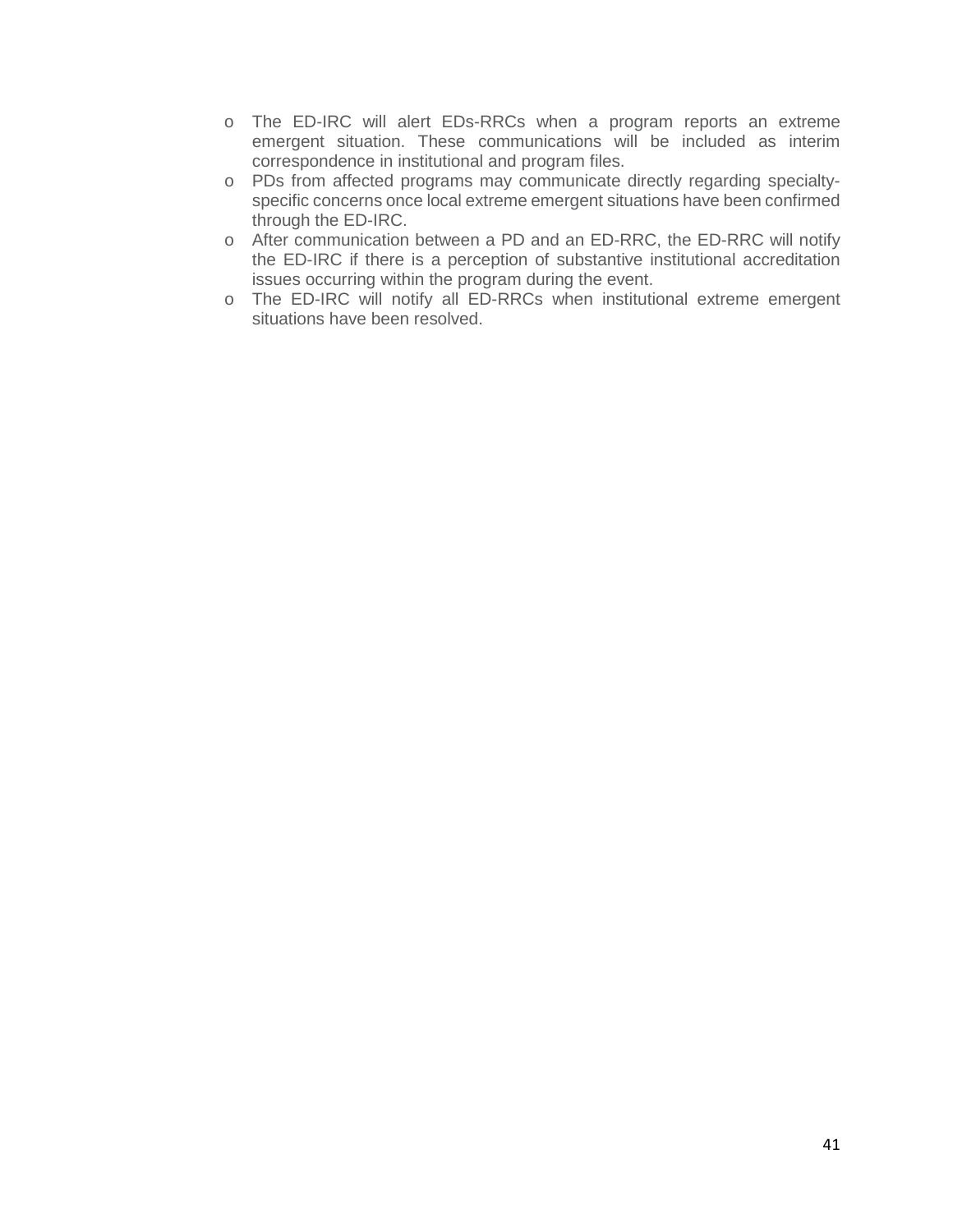- The ED-IRC will alert EDs-RRCs when a program reports an extreme emergent situation. These communications will be included as interim correspondence in institutional and program files.
- PDs from affected programs may communicate directly regarding specialty-specific concerns once local extreme emergent situations have been confirmed through the ED-IRC.
- After communication between a PD and an ED-RRC, the ED-RRC will notify the ED-IRC if there is a perception of substantive institutional accreditation issues occurring within the program during the event.
- The ED-IRC will notify all ED-RRCs when institutional extreme emergent situations have been resolved.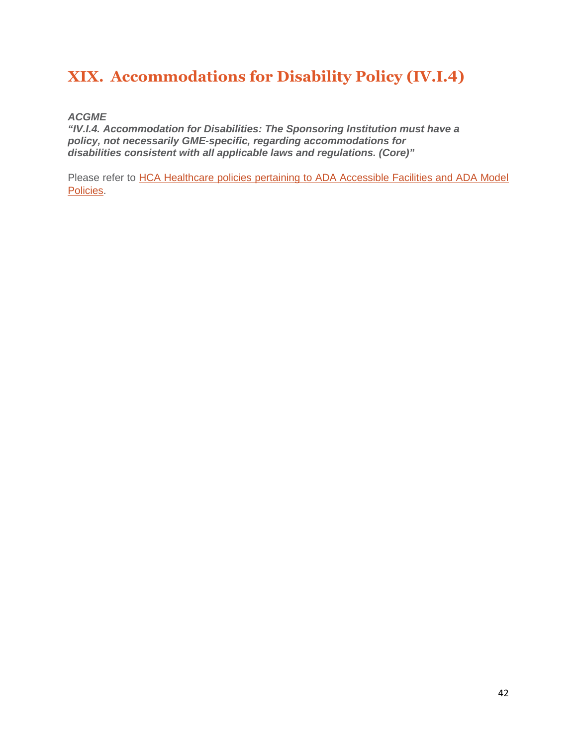# XIX. Accommodations for Disability Policy (IV.I.4)

***ACGME***
***"IV.I.4. Accommodation for Disabilities: The Sponsoring Institution must have a policy, not necessarily GME-specific, regarding accommodations for disabilities consistent with all applicable laws and regulations. (Core)"***

Please refer to HCA Healthcare policies pertaining to ADA Accessible Facilities and ADA Model Policies.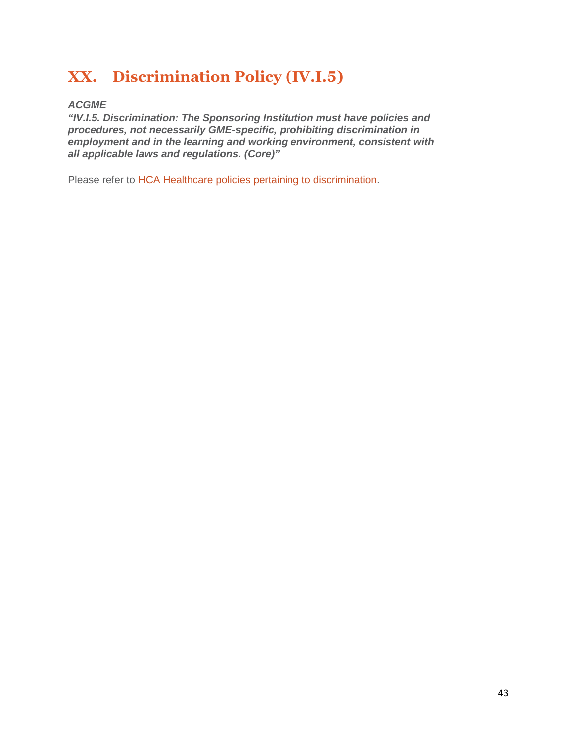# XX. Discrimination Policy (IV.I.5)

***ACGME***

***"IV.I.5. Discrimination: The Sponsoring Institution must have policies and procedures, not necessarily GME-specific, prohibiting discrimination in employment and in the learning and working environment, consistent with all applicable laws and regulations. (Core)"***

Please refer to HCA Healthcare policies pertaining to discrimination.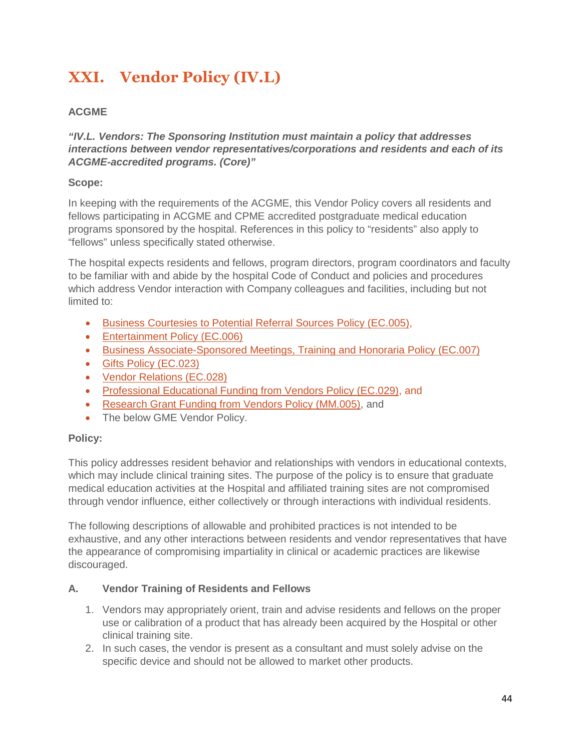# XXI. Vendor Policy (IV.L)

**ACGME**

***"IV.L. Vendors: The Sponsoring Institution must maintain a policy that addresses interactions between vendor representatives/corporations and residents and each of its ACGME-accredited programs. (Core)"***

**Scope:**

In keeping with the requirements of the ACGME, this Vendor Policy covers all residents and fellows participating in ACGME and CPME accredited postgraduate medical education programs sponsored by the hospital. References in this policy to "residents" also apply to "fellows" unless specifically stated otherwise.

The hospital expects residents and fellows, program directors, program coordinators and faculty to be familiar with and abide by the hospital Code of Conduct and policies and procedures which address Vendor interaction with Company colleagues and facilities, including but not limited to:

- Business Courtesies to Potential Referral Sources Policy (EC.005),
- Entertainment Policy (EC.006)
- Business Associate-Sponsored Meetings, Training and Honoraria Policy (EC.007)
- Gifts Policy (EC.023)
- Vendor Relations (EC.028)
- Professional Educational Funding from Vendors Policy (EC.029), and
- Research Grant Funding from Vendors Policy (MM.005), and
- The below GME Vendor Policy.

**Policy:**

This policy addresses resident behavior and relationships with vendors in educational contexts, which may include clinical training sites. The purpose of the policy is to ensure that graduate medical education activities at the Hospital and affiliated training sites are not compromised through vendor influence, either collectively or through interactions with individual residents.

The following descriptions of allowable and prohibited practices is not intended to be exhaustive, and any other interactions between residents and vendor representatives that have the appearance of compromising impartiality in clinical or academic practices are likewise discouraged.

**A. Vendor Training of Residents and Fellows**

1. Vendors may appropriately orient, train and advise residents and fellows on the proper use or calibration of a product that has already been acquired by the Hospital or other clinical training site.
2. In such cases, the vendor is present as a consultant and must solely advise on the specific device and should not be allowed to market other products.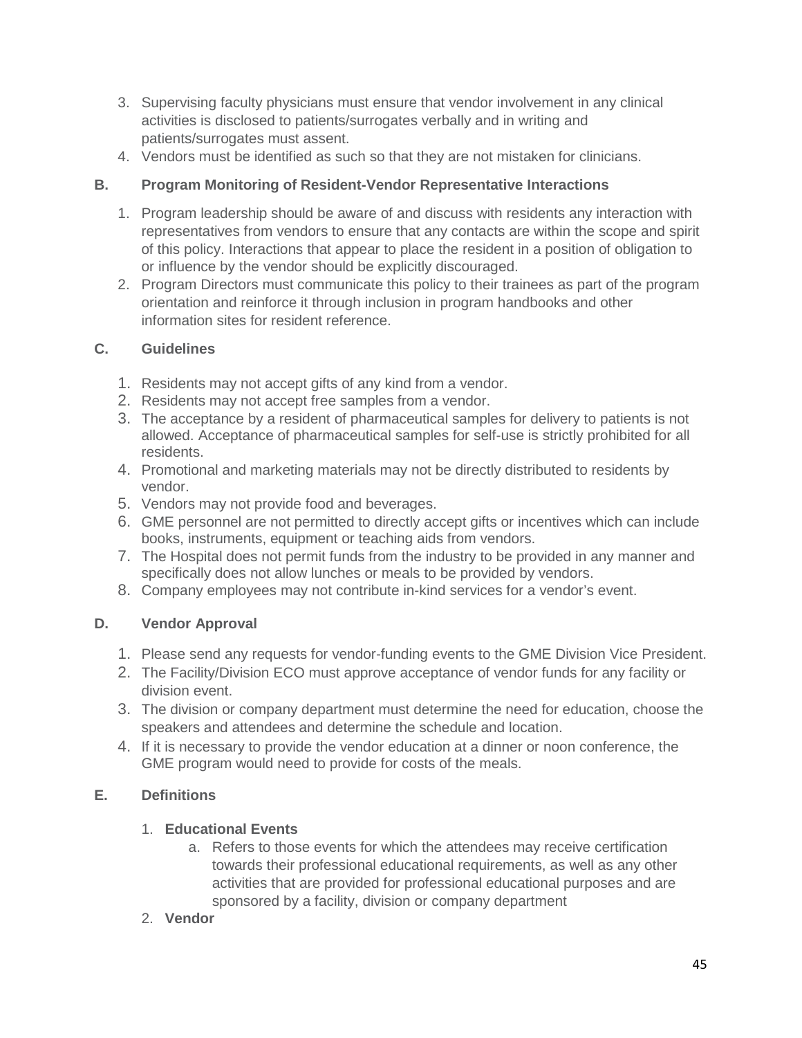3. Supervising faculty physicians must ensure that vendor involvement in any clinical activities is disclosed to patients/surrogates verbally and in writing and patients/surrogates must assent.
4. Vendors must be identified as such so that they are not mistaken for clinicians.

**B. Program Monitoring of Resident-Vendor Representative Interactions**

1. Program leadership should be aware of and discuss with residents any interaction with representatives from vendors to ensure that any contacts are within the scope and spirit of this policy. Interactions that appear to place the resident in a position of obligation to or influence by the vendor should be explicitly discouraged.
2. Program Directors must communicate this policy to their trainees as part of the program orientation and reinforce it through inclusion in program handbooks and other information sites for resident reference.

**C. Guidelines**

1. Residents may not accept gifts of any kind from a vendor.
2. Residents may not accept free samples from a vendor.
3. The acceptance by a resident of pharmaceutical samples for delivery to patients is not allowed. Acceptance of pharmaceutical samples for self-use is strictly prohibited for all residents.
4. Promotional and marketing materials may not be directly distributed to residents by vendor.
5. Vendors may not provide food and beverages.
6. GME personnel are not permitted to directly accept gifts or incentives which can include books, instruments, equipment or teaching aids from vendors.
7. The Hospital does not permit funds from the industry to be provided in any manner and specifically does not allow lunches or meals to be provided by vendors.
8. Company employees may not contribute in-kind services for a vendor's event.

**D. Vendor Approval**

1. Please send any requests for vendor-funding events to the GME Division Vice President.
2. The Facility/Division ECO must approve acceptance of vendor funds for any facility or division event.
3. The division or company department must determine the need for education, choose the speakers and attendees and determine the schedule and location.
4. If it is necessary to provide the vendor education at a dinner or noon conference, the GME program would need to provide for costs of the meals.

**E. Definitions**

1. **Educational Events**
   a. Refers to those events for which the attendees may receive certification towards their professional educational requirements, as well as any other activities that are provided for professional educational purposes and are sponsored by a facility, division or company department
2. **Vendor**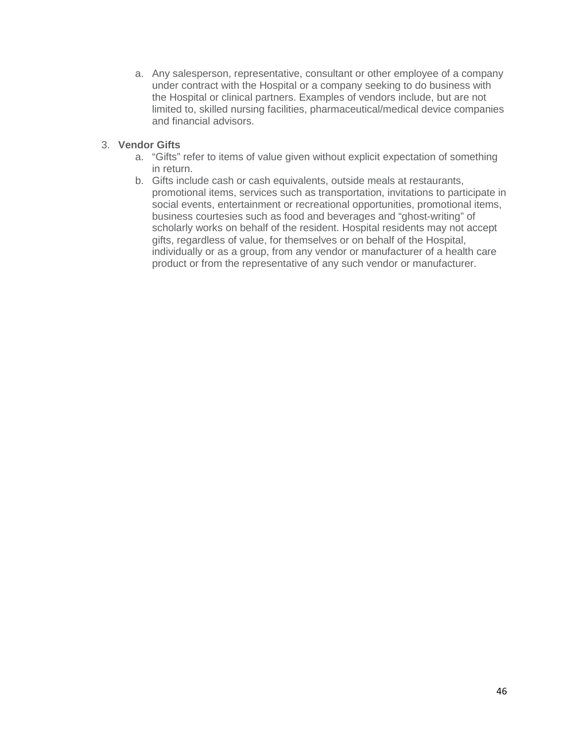a. Any salesperson, representative, consultant or other employee of a company under contract with the Hospital or a company seeking to do business with the Hospital or clinical partners. Examples of vendors include, but are not limited to, skilled nursing facilities, pharmaceutical/medical device companies and financial advisors.

3. **Vendor Gifts**
   a. “Gifts” refer to items of value given without explicit expectation of something in return.
   b. Gifts include cash or cash equivalents, outside meals at restaurants, promotional items, services such as transportation, invitations to participate in social events, entertainment or recreational opportunities, promotional items, business courtesies such as food and beverages and “ghost-writing” of scholarly works on behalf of the resident. Hospital residents may not accept gifts, regardless of value, for themselves or on behalf of the Hospital, individually or as a group, from any vendor or manufacturer of a health care product or from the representative of any such vendor or manufacturer.